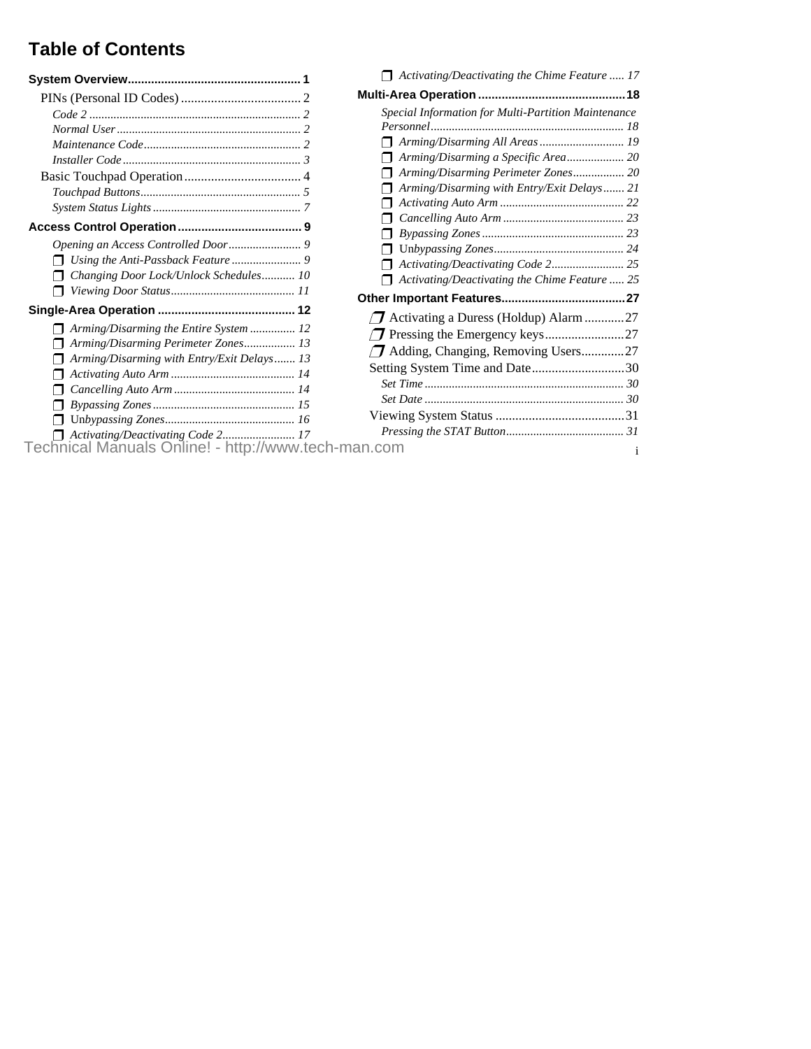# Table of Contents

**System Overview ... 1**

PINs (Personal ID Codes) ... 2

*Code 2 ... 2*

*Normal User ... 2*

*Maintenance Code ... 2*

*Installer Code ... 3*

Basic Touchpad Operation ... 4

*Touchpad Buttons ... 5*

*System Status Lights ... 7*

**Access Control Operation ... 9**

*Opening an Access Controlled Door ... 9*

- ❐ *Using the Anti-Passback Feature ... 9*
- ❐ *Changing Door Lock/Unlock Schedules ... 10*
- ❐ *Viewing Door Status ... 11*

**Single-Area Operation ... 12**

- ❐ *Arming/Disarming the Entire System ... 12*
- ❐ *Arming/Disarming Perimeter Zones ... 13*
- ❐ *Arming/Disarming with Entry/Exit Delays ... 13*
- ❐ *Activating Auto Arm ... 14*
- ❐ *Cancelling Auto Arm ... 14*
- ❐ *Bypassing Zones ... 15*
- ❐ Un*bypassing Zones ... 16*
- ❐ *Activating/Deactivating Code 2 ... 17*
- ❐ *Activating/Deactivating the Chime Feature ... 17*

**Multi-Area Operation ... 18**

*Special Information for Multi-Partition Maintenance Personnel ... 18*

- ❐ *Arming/Disarming All Areas ... 19*
- ❐ *Arming/Disarming a Specific Area ... 20*
- ❐ *Arming/Disarming Perimeter Zones ... 20*
- ❐ *Arming/Disarming with Entry/Exit Delays ... 21*
- ❐ *Activating Auto Arm ... 22*
- ❐ *Cancelling Auto Arm ... 23*
- ❐ *Bypassing Zones ... 23*
- ❐ Un*bypassing Zones ... 24*
- ❐ *Activating/Deactivating Code 2 ... 25*
- ❐ *Activating/Deactivating the Chime Feature ... 25*

**Other Important Features ... 27**

- ❐ Activating a Duress (Holdup) Alarm ... 27
- ❐ Pressing the Emergency keys ... 27
- ❐ Adding, Changing, Removing Users ... 27

Setting System Time and Date ... 30

*Set Time ... 30*

*Set Date ... 30*

Viewing System Status ... 31

*Pressing the STAT Button ... 31*

Technical Manuals Online! - http://www.tech-man.com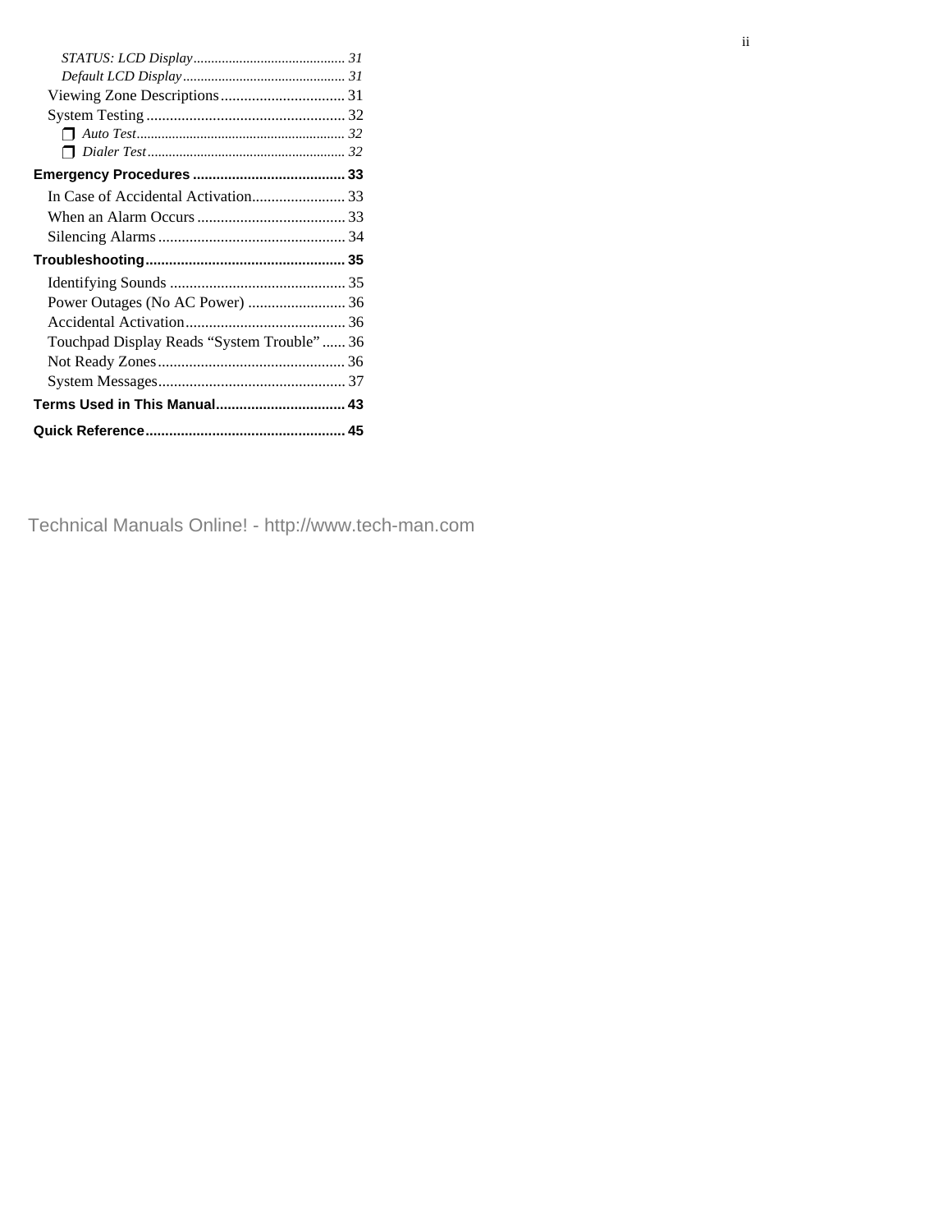*STATUS: LCD Display* ........................................... *31*
*Default LCD Display* .............................................. *31*
Viewing Zone Descriptions ................................ 31
System Testing ................................................... 32
❐ *Auto Test* ........................................................... *32*
❐ *Dialer Test* ........................................................ *32*

**Emergency Procedures ....................................... 33**

In Case of Accidental Activation........................ 33
When an Alarm Occurs ...................................... 33
Silencing Alarms ................................................ 34

**Troubleshooting.................................................. 35**

Identifying Sounds ............................................ 35
Power Outages (No AC Power) ......................... 36
Accidental Activation......................................... 36
Touchpad Display Reads "System Trouble" ...... 36
Not Ready Zones................................................ 36
System Messages................................................ 37

**Terms Used in This Manual................................. 43**

**Quick Reference.................................................. 45**

Technical Manuals Online! - http://www.tech-man.com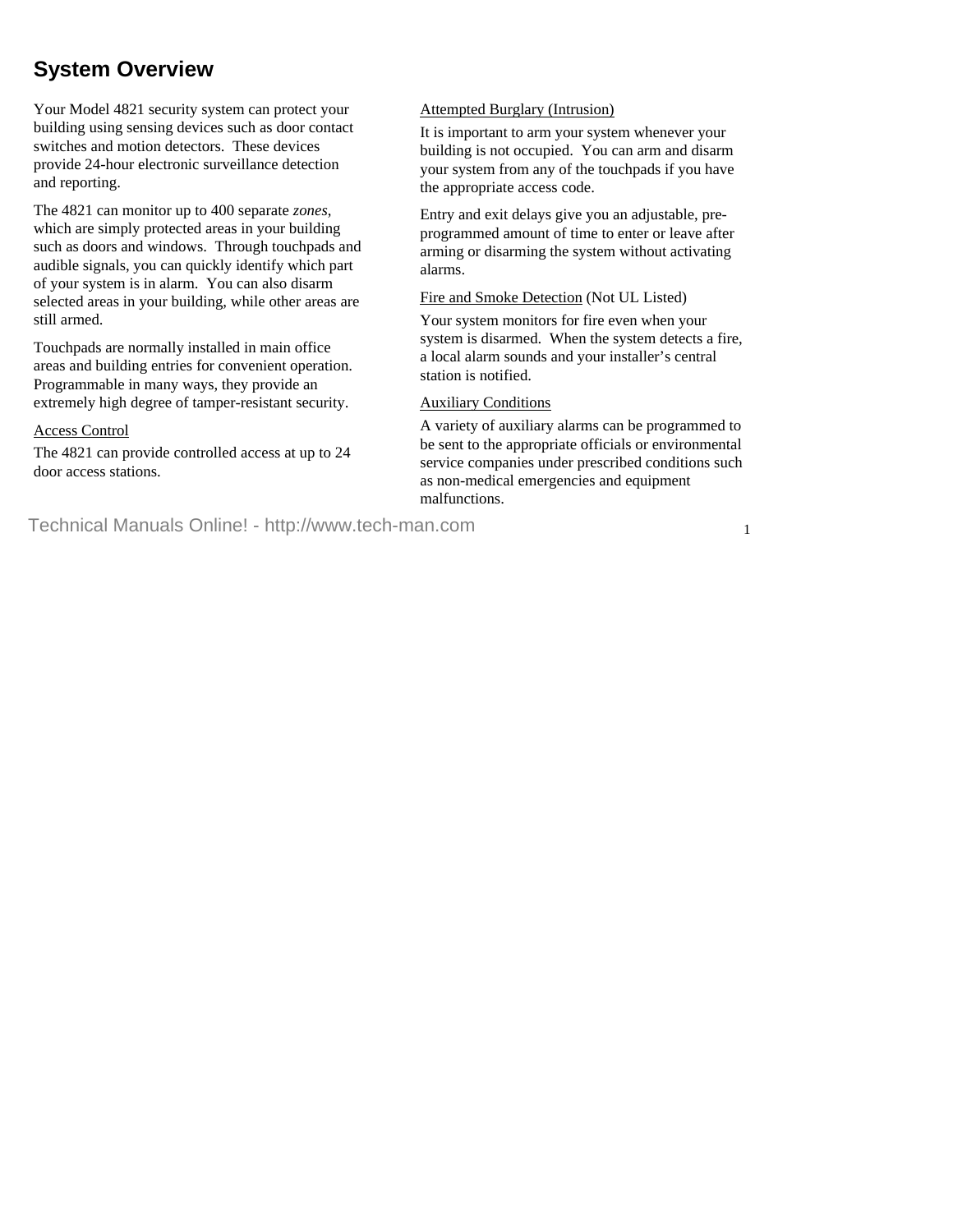## System Overview

Your Model 4821 security system can protect your building using sensing devices such as door contact switches and motion detectors. These devices provide 24-hour electronic surveillance detection and reporting.

The 4821 can monitor up to 400 separate *zones*, which are simply protected areas in your building such as doors and windows. Through touchpads and audible signals, you can quickly identify which part of your system is in alarm. You can also disarm selected areas in your building, while other areas are still armed.

Touchpads are normally installed in main office areas and building entries for convenient operation. Programmable in many ways, they provide an extremely high degree of tamper-resistant security.

<u>Access Control</u>

The 4821 can provide controlled access at up to 24 door access stations.

<u>Attempted Burglary (Intrusion)</u>

It is important to arm your system whenever your building is not occupied. You can arm and disarm your system from any of the touchpads if you have the appropriate access code.

Entry and exit delays give you an adjustable, pre-programmed amount of time to enter or leave after arming or disarming the system without activating alarms.

<u>Fire and Smoke Detection</u> (Not UL Listed)

Your system monitors for fire even when your system is disarmed. When the system detects a fire, a local alarm sounds and your installer's central station is notified.

<u>Auxiliary Conditions</u>

A variety of auxiliary alarms can be programmed to be sent to the appropriate officials or environmental service companies under prescribed conditions such as non-medical emergencies and equipment malfunctions.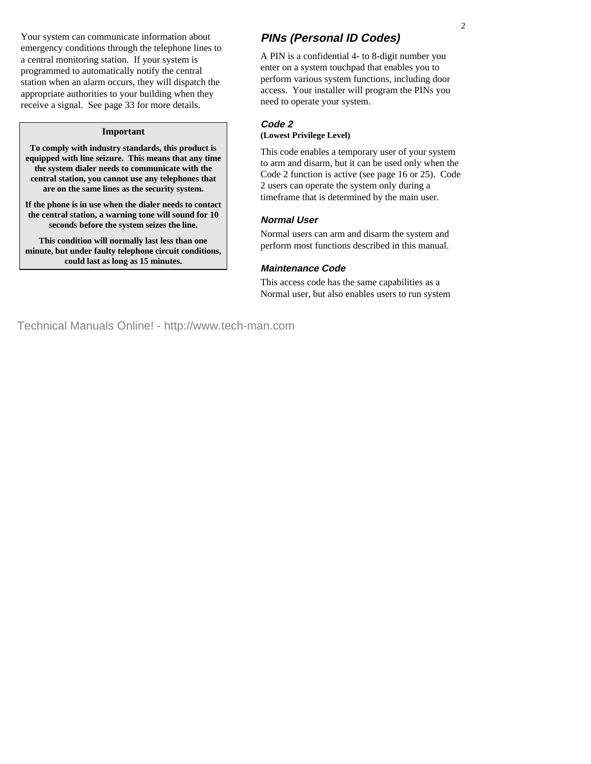Your system can communicate information about emergency conditions through the telephone lines to a central monitoring station. If your system is programmed to automatically notify the central station when an alarm occurs, they will dispatch the appropriate authorities to your building when they receive a signal. See page 33 for more details.

> **Important**
>
> **To comply with industry standards, this product is equipped with line seizure. This means that any time the system dialer needs to communicate with the central station, you cannot use any telephones that are on the same lines as the security system.**
>
> **If the phone is in use when the dialer needs to contact the central station, a warning tone will sound for 10 seconds before the system seizes the line.**
>
> **This condition will normally last less than one minute, but under faulty telephone circuit conditions, could last as long as 15 minutes.**

## PINs (Personal ID Codes)

A PIN is a confidential 4- to 8-digit number you enter on a system touchpad that enables you to perform various system functions, including door access. Your installer will program the PINs you need to operate your system.

### Code 2

**(Lowest Privilege Level)**

This code enables a temporary user of your system to arm and disarm, but it can be used only when the Code 2 function is active (see page 16 or 25). Code 2 users can operate the system only during a timeframe that is determined by the main user.

### Normal User

Normal users can arm and disarm the system and perform most functions described in this manual.

### Maintenance Code

This access code has the same capabilities as a Normal user, but also enables users to run system

Technical Manuals Online! - http://www.tech-man.com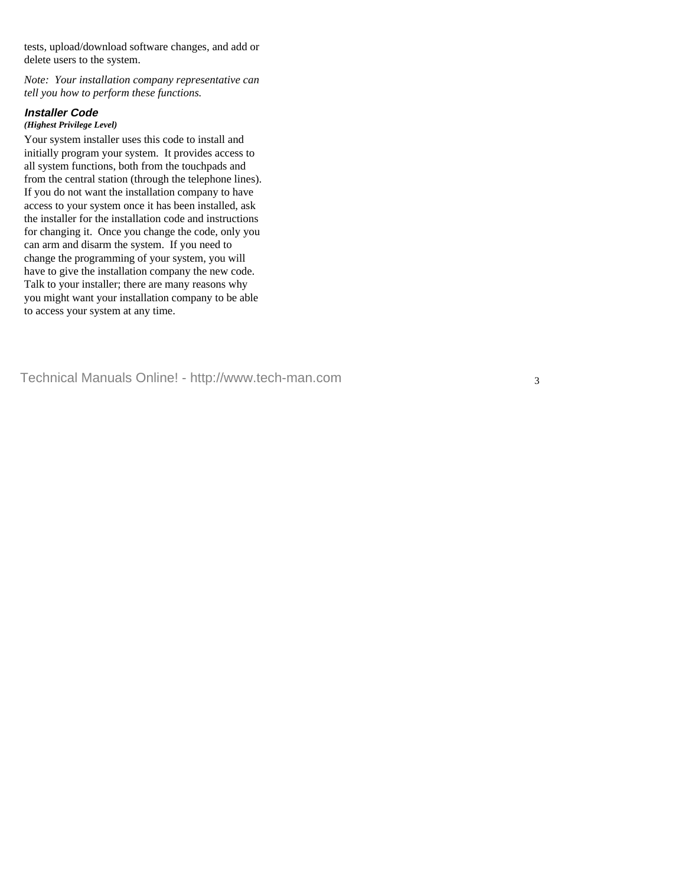tests, upload/download software changes, and add or delete users to the system.

*Note: Your installation company representative can tell you how to perform these functions.*

### Installer Code

***(Highest Privilege Level)***

Your system installer uses this code to install and initially program your system. It provides access to all system functions, both from the touchpads and from the central station (through the telephone lines). If you do not want the installation company to have access to your system once it has been installed, ask the installer for the installation code and instructions for changing it. Once you change the code, only you can arm and disarm the system. If you need to change the programming of your system, you will have to give the installation company the new code. Talk to your installer; there are many reasons why you might want your installation company to be able to access your system at any time.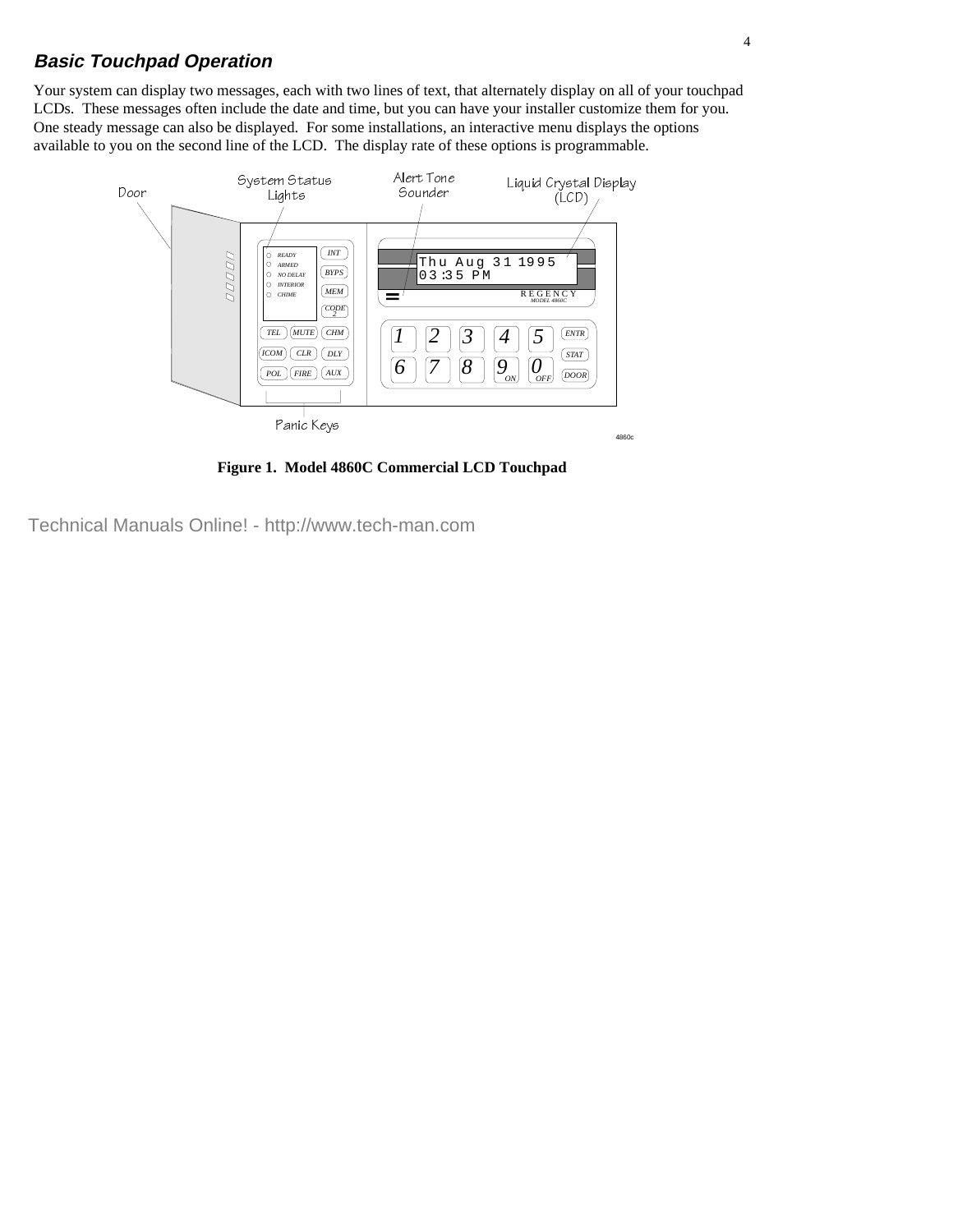### Basic Touchpad Operation

Your system can display two messages, each with two lines of text, that alternately display on all of your touchpad LCDs. These messages often include the date and time, but you can have your installer customize them for you. One steady message can also be displayed. For some installations, an interactive menu displays the options available to you on the second line of the LCD. The display rate of these options is programmable.

**Figure 1. Model 4860C Commercial LCD Touchpad**

Technical Manuals Online! - http://www.tech-man.com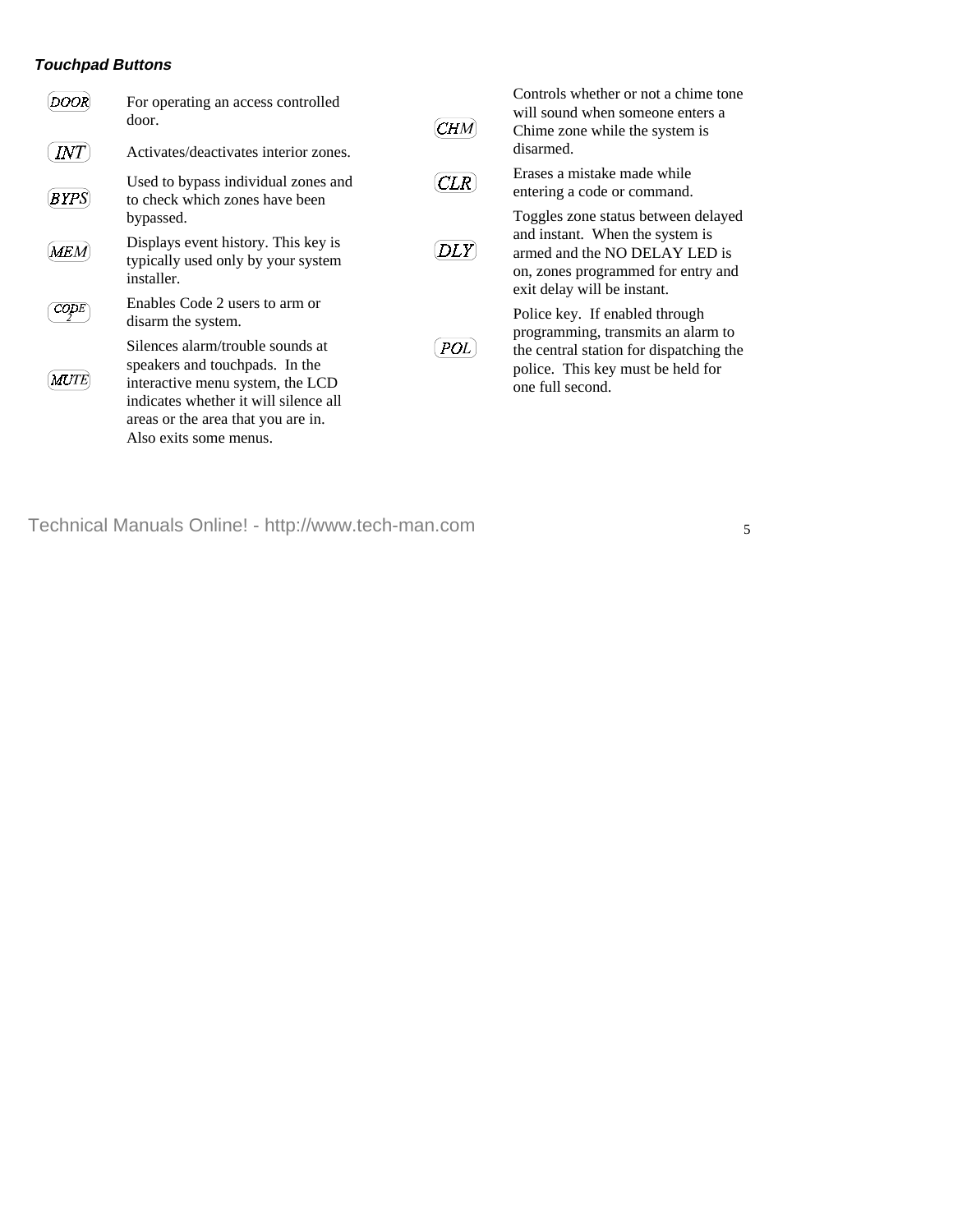### *Touchpad Buttons*

| Button | Description |
|---|---|
| DOOR | For operating an access controlled door. |
| INT | Activates/deactivates interior zones. |
| BYPS | Used to bypass individual zones and to check which zones have been bypassed. |
| MEM | Displays event history. This key is typically used only by your system installer. |
| CODE 2 | Enables Code 2 users to arm or disarm the system. |
| MUTE | Silences alarm/trouble sounds at speakers and touchpads. In the interactive menu system, the LCD indicates whether it will silence all areas or the area that you are in. Also exits some menus. |
| CHM | Controls whether or not a chime tone will sound when someone enters a Chime zone while the system is disarmed. |
| CLR | Erases a mistake made while entering a code or command. |
| DLY | Toggles zone status between delayed and instant. When the system is armed and the NO DELAY LED is on, zones programmed for entry and exit delay will be instant. |
| POL | Police key. If enabled through programming, transmits an alarm to the central station for dispatching the police. This key must be held for one full second. |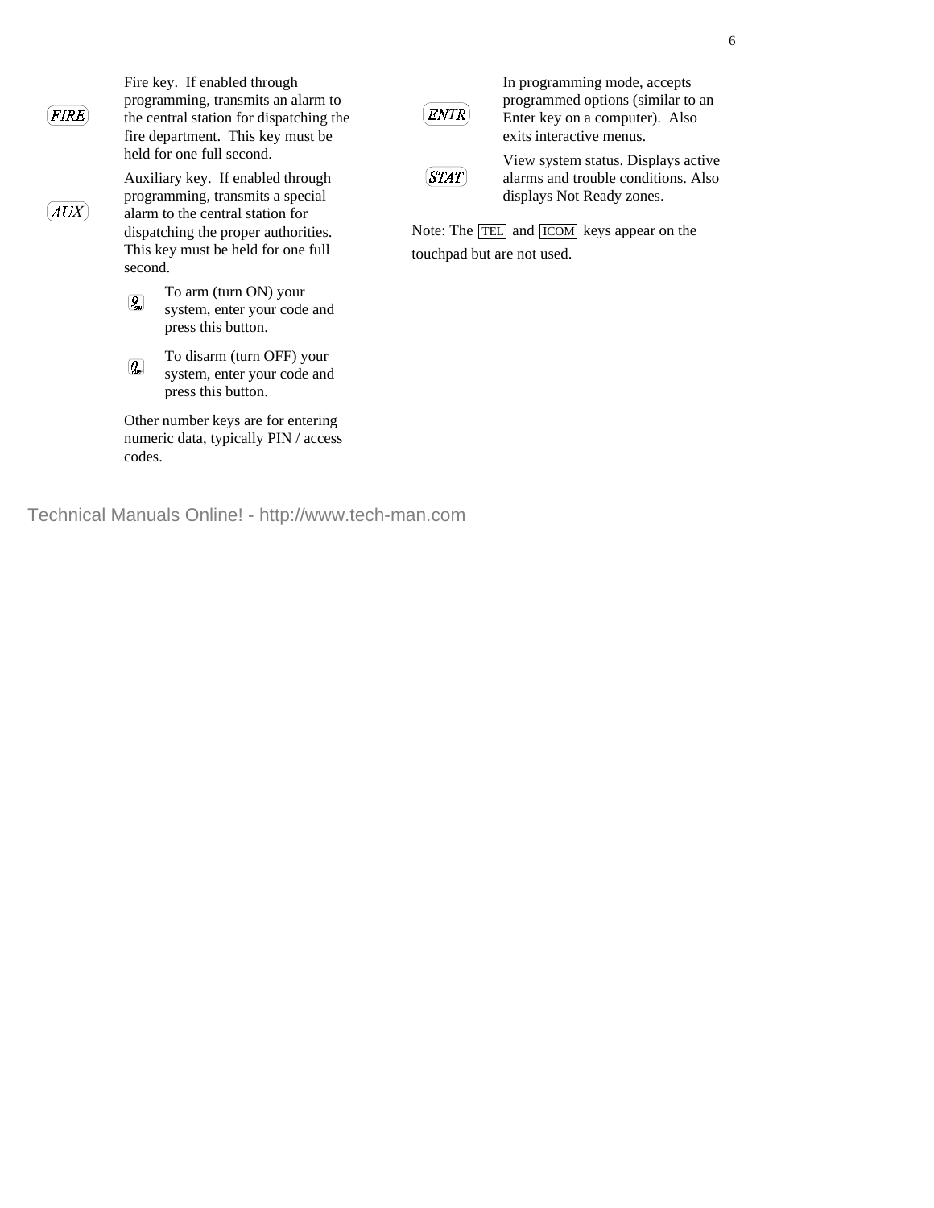| Key | Description |
|---|---|
| FIRE | Fire key. If enabled through programming, transmits an alarm to the central station for dispatching the fire department. This key must be held for one full second. |
| AUX | Auxiliary key. If enabled through programming, transmits a special alarm to the central station for dispatching the proper authorities. This key must be held for one full second. |
| 9 ON | To arm (turn ON) your system, enter your code and press this button. |
| 0 OFF | To disarm (turn OFF) your system, enter your code and press this button. |

Other number keys are for entering numeric data, typically PIN / access codes.

| Key | Description |
|---|---|
| ENTR | In programming mode, accepts programmed options (similar to an Enter key on a computer). Also exits interactive menus. |
| STAT | View system status. Displays active alarms and trouble conditions. Also displays Not Ready zones. |

Note: The TEL and ICOM keys appear on the touchpad but are not used.

Technical Manuals Online! - http://www.tech-man.com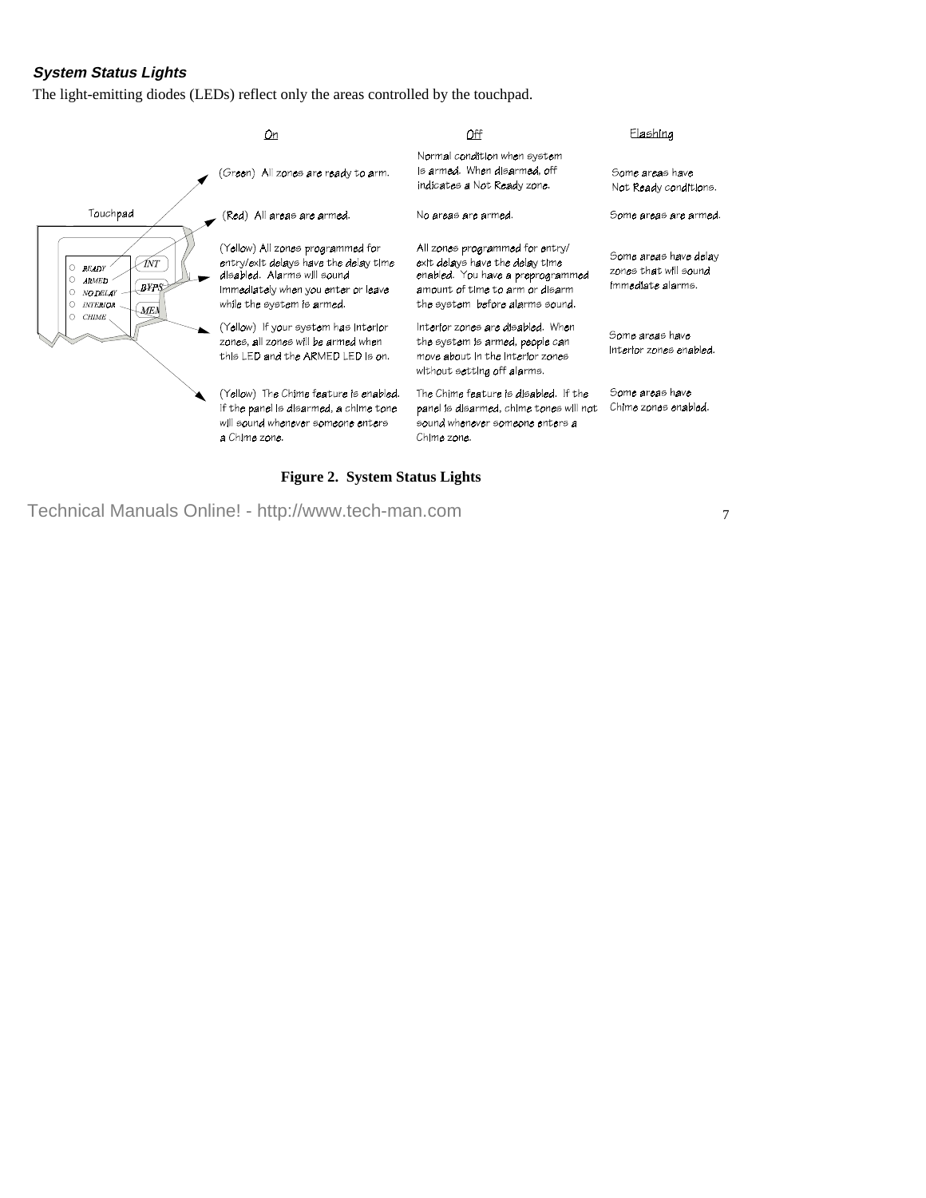### *System Status Lights*

The light-emitting diodes (LEDs) reflect only the areas controlled by the touchpad.

| Touchpad LED | On | Off | Flashing |
| --- | --- | --- | --- |
| READY | (Green) All zones are ready to arm. | Normal condition when system is armed. When disarmed, off indicates a Not Ready zone. | Some areas have Not Ready conditions. |
| ARMED | (Red) All areas are armed. | No areas are armed. | Some areas are armed. |
| NO DELAY | (Yellow) All zones programmed for entry/exit delays have the delay time disabled. Alarms will sound immediately when you enter or leave while the system is armed. | All zones programmed for entry/exit delays have the delay time enabled. You have a preprogrammed amount of time to arm or disarm the system before alarms sound. | Some areas have delay zones that will sound immediate alarms. |
| INTERIOR | (Yellow) If your system has interior zones, all zones will be armed when this LED and the ARMED LED is on. | Interior zones are disabled. When the system is armed, people can move about in the interior zones without setting off alarms. | Some areas have interior zones enabled. |
| CHIME | (Yellow) The Chime feature is enabled. If the panel is disarmed, a chime tone will sound whenever someone enters a Chime zone. | The Chime feature is disabled. If the panel is disarmed, chime tones will not sound whenever someone enters a Chime zone. | Some areas have Chime zones enabled. |

**Figure 2. System Status Lights**

Technical Manuals Online! - http://www.tech-man.com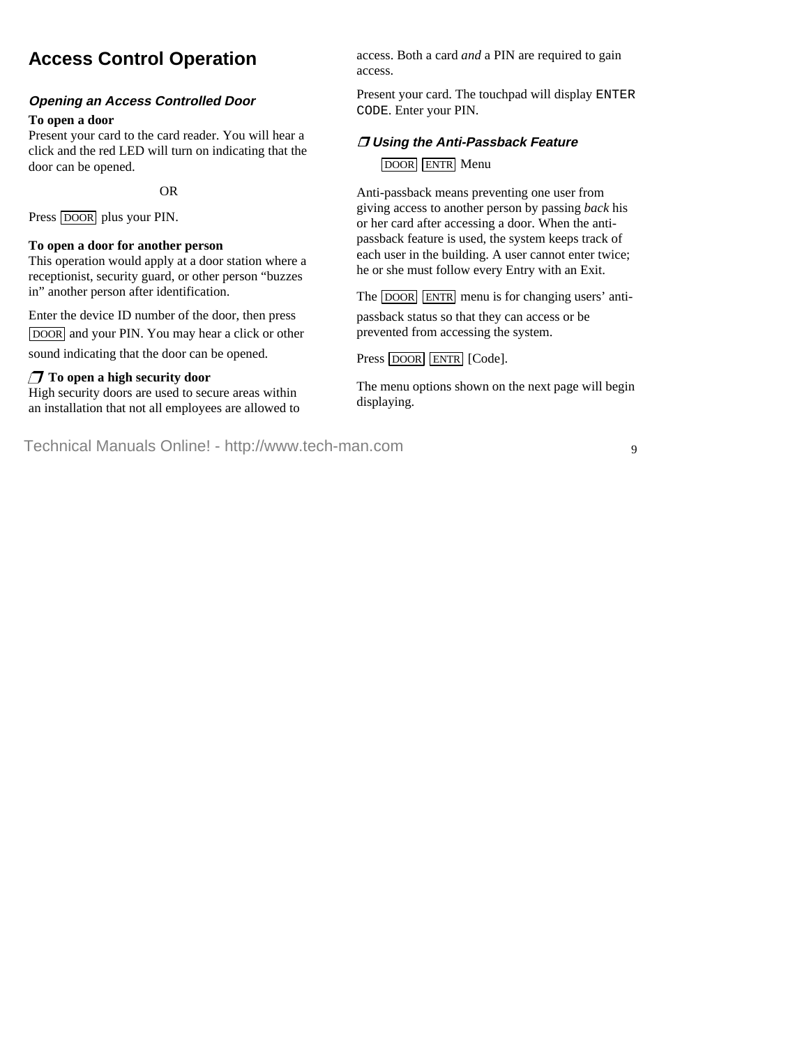## Access Control Operation

### *Opening an Access Controlled Door*

**To open a door**
Present your card to the card reader. You will hear a click and the red LED will turn on indicating that the door can be opened.

OR

Press DOOR plus your PIN.

**To open a door for another person**
This operation would apply at a door station where a receptionist, security guard, or other person “buzzes in” another person after identification.

Enter the device ID number of the door, then press DOOR and your PIN. You may hear a click or other sound indicating that the door can be opened.

**❒ To open a high security door**
High security doors are used to secure areas within an installation that not all employees are allowed to access. Both a card *and* a PIN are required to gain access.

Present your card. The touchpad will display `ENTER CODE`. Enter your PIN.

### *❒ Using the Anti-Passback Feature*

DOOR ENTR Menu

Anti-passback means preventing one user from giving access to another person by passing *back* his or her card after accessing a door. When the anti-passback feature is used, the system keeps track of each user in the building. A user cannot enter twice; he or she must follow every Entry with an Exit.

The DOOR ENTR menu is for changing users’ anti-passback status so that they can access or be prevented from accessing the system.

Press DOOR ENTR [Code].

The menu options shown on the next page will begin displaying.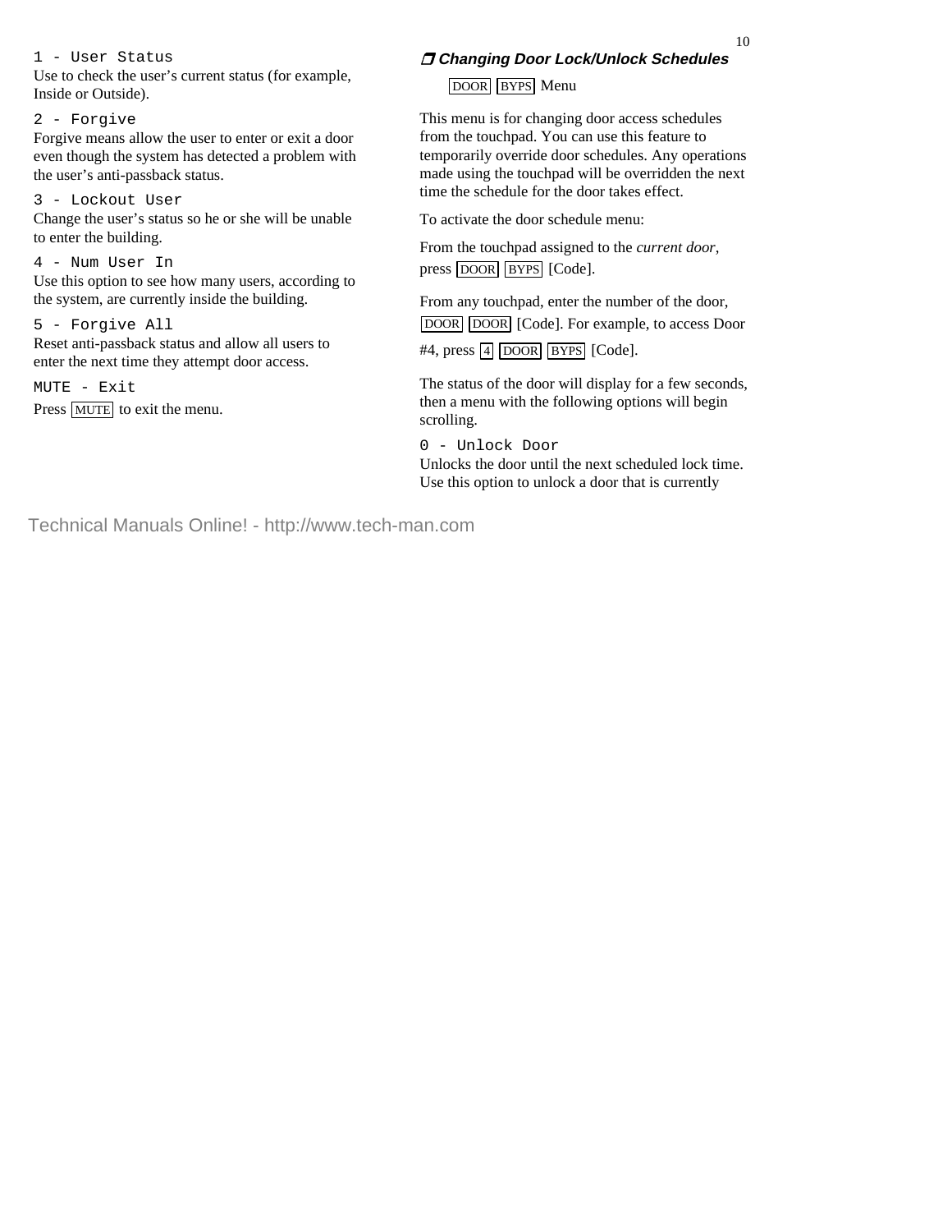1 - User Status

Use to check the user's current status (for example, Inside or Outside).

2 - Forgive

Forgive means allow the user to enter or exit a door even though the system has detected a problem with the user's anti-passback status.

3 - Lockout User

Change the user's status so he or she will be unable to enter the building.

4 - Num User In

Use this option to see how many users, according to the system, are currently inside the building.

5 - Forgive All

Reset anti-passback status and allow all users to enter the next time they attempt door access.

MUTE - Exit

Press MUTE to exit the menu.

### ❒ *Changing Door Lock/Unlock Schedules*

DOOR BYPS Menu

This menu is for changing door access schedules from the touchpad. You can use this feature to temporarily override door schedules. Any operations made using the touchpad will be overridden the next time the schedule for the door takes effect.

To activate the door schedule menu:

From the touchpad assigned to the *current door*, press DOOR BYPS [Code].

From any touchpad, enter the number of the door, DOOR DOOR [Code]. For example, to access Door #4, press 4 DOOR BYPS [Code].

The status of the door will display for a few seconds, then a menu with the following options will begin scrolling.

0 - Unlock Door

Unlocks the door until the next scheduled lock time. Use this option to unlock a door that is currently

Technical Manuals Online! - http://www.tech-man.com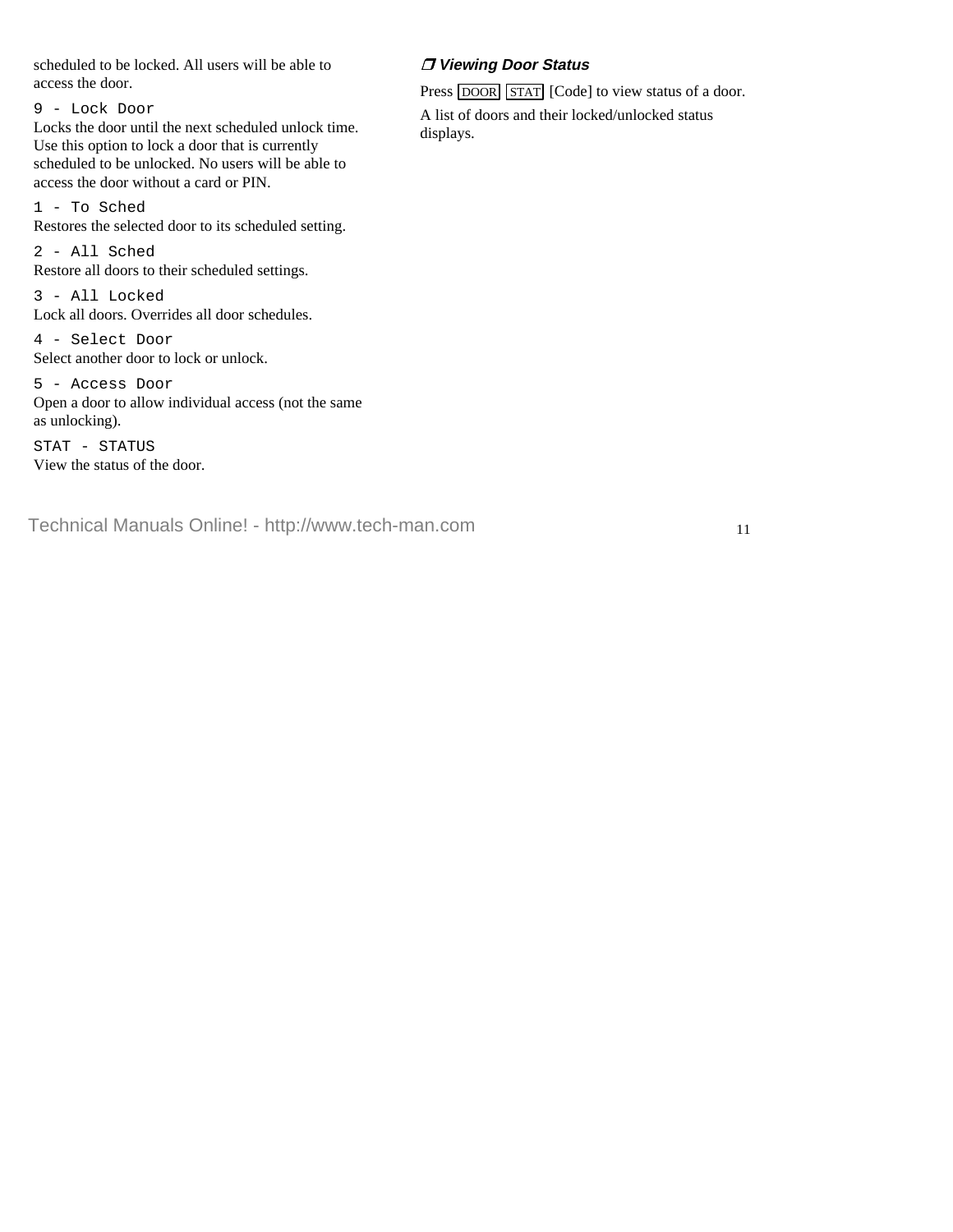scheduled to be locked. All users will be able to access the door.

`9 - Lock Door`
Locks the door until the next scheduled unlock time. Use this option to lock a door that is currently scheduled to be unlocked. No users will be able to access the door without a card or PIN.

`1 - To Sched`
Restores the selected door to its scheduled setting.

`2 - All Sched`
Restore all doors to their scheduled settings.

`3 - All Locked`
Lock all doors. Overrides all door schedules.

`4 - Select Door`
Select another door to lock or unlock.

`5 - Access Door`
Open a door to allow individual access (not the same as unlocking).

`STAT - STATUS`
View the status of the door.

### ❒ *Viewing Door Status*

Press DOOR STAT [Code] to view status of a door.

A list of doors and their locked/unlocked status displays.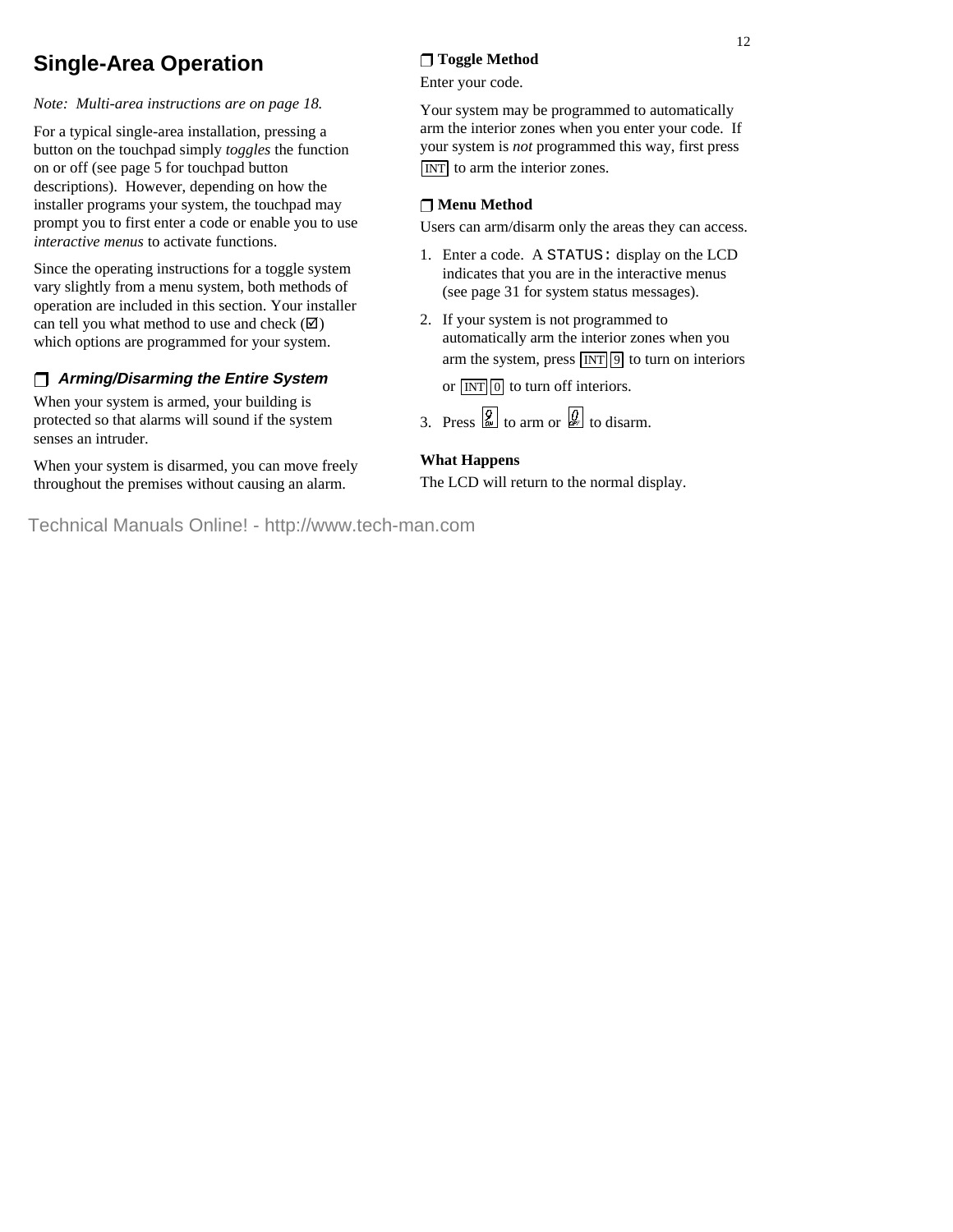# Single-Area Operation

*Note: Multi-area instructions are on page 18.*

For a typical single-area installation, pressing a button on the touchpad simply *toggles* the function on or off (see page 5 for touchpad button descriptions). However, depending on how the installer programs your system, the touchpad may prompt you to first enter a code or enable you to use *interactive menus* to activate functions.

Since the operating instructions for a toggle system vary slightly from a menu system, both methods of operation are included in this section. Your installer can tell you what method to use and check (☑) which options are programmed for your system.

### ❒ *Arming/Disarming the Entire System*

When your system is armed, your building is protected so that alarms will sound if the system senses an intruder.

When your system is disarmed, you can move freely throughout the premises without causing an alarm.

**❒ Toggle Method**

Enter your code.

Your system may be programmed to automatically arm the interior zones when you enter your code. If your system is *not* programmed this way, first press INT to arm the interior zones.

**❒ Menu Method**

Users can arm/disarm only the areas they can access.

1. Enter a code. A STATUS: display on the LCD indicates that you are in the interactive menus (see page 31 for system status messages).
2. If your system is not programmed to automatically arm the interior zones when you arm the system, press INT 9 to turn on interiors or INT 0 to turn off interiors.
3. Press 9 (ON) to arm or 0 (OFF) to disarm.

**What Happens**

The LCD will return to the normal display.

Technical Manuals Online! - http://www.tech-man.com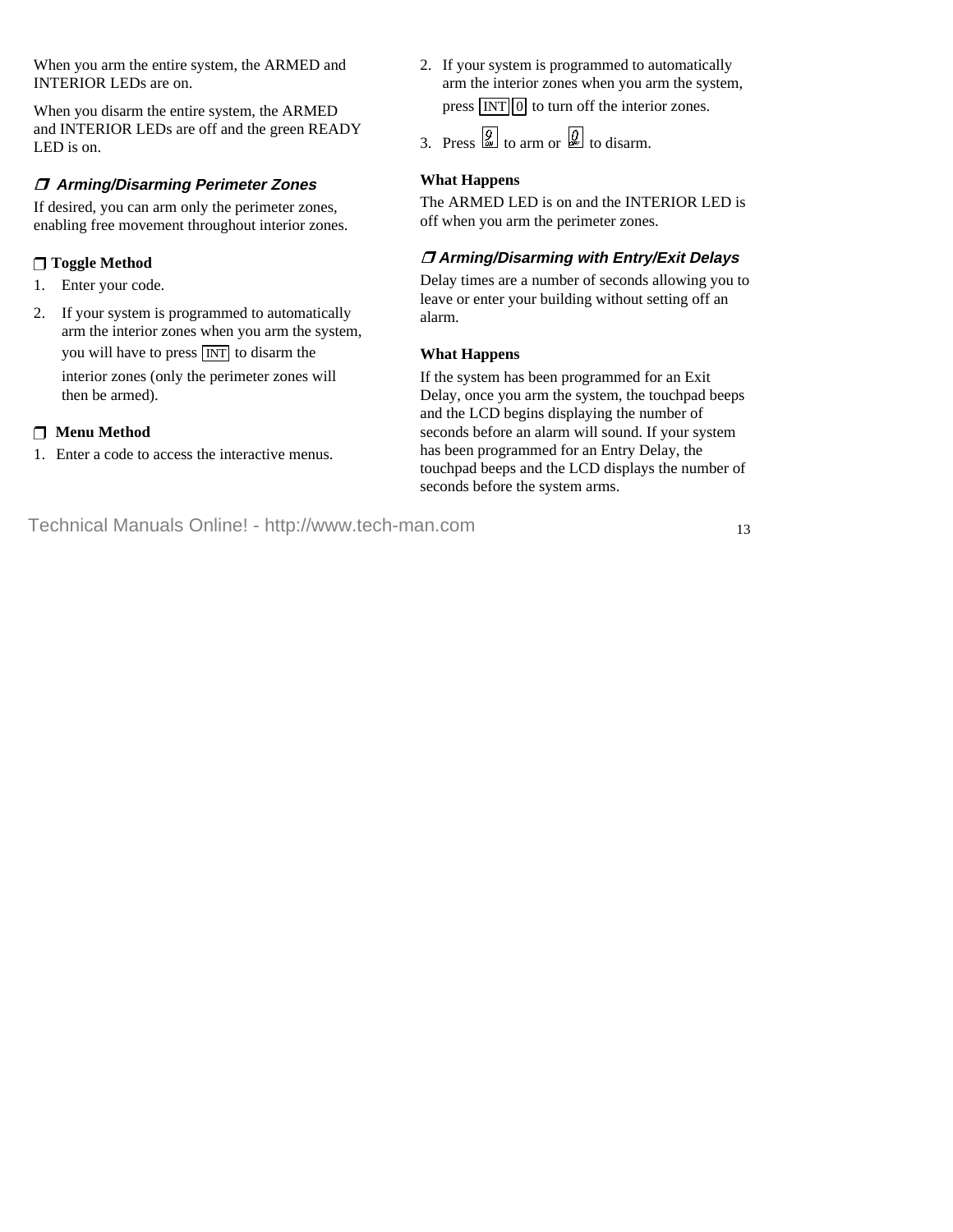When you arm the entire system, the ARMED and INTERIOR LEDs are on.

When you disarm the entire system, the ARMED and INTERIOR LEDs are off and the green READY LED is on.

### ❒ *Arming/Disarming Perimeter Zones*

If desired, you can arm only the perimeter zones, enabling free movement throughout interior zones.

**❒ Toggle Method**

1. Enter your code.
2. If your system is programmed to automatically arm the interior zones when you arm the system, you will have to press [INT] to disarm the interior zones (only the perimeter zones will then be armed).

**❒ Menu Method**

1. Enter a code to access the interactive menus.
2. If your system is programmed to automatically arm the interior zones when you arm the system, press [INT] [0] to turn off the interior zones.
3. Press [9 ON] to arm or [0 OFF] to disarm.

**What Happens**

The ARMED LED is on and the INTERIOR LED is off when you arm the perimeter zones.

### ❒ *Arming/Disarming with Entry/Exit Delays*

Delay times are a number of seconds allowing you to leave or enter your building without setting off an alarm.

**What Happens**

If the system has been programmed for an Exit Delay, once you arm the system, the touchpad beeps and the LCD begins displaying the number of seconds before an alarm will sound. If your system has been programmed for an Entry Delay, the touchpad beeps and the LCD displays the number of seconds before the system arms.

Technical Manuals Online! - http://www.tech-man.com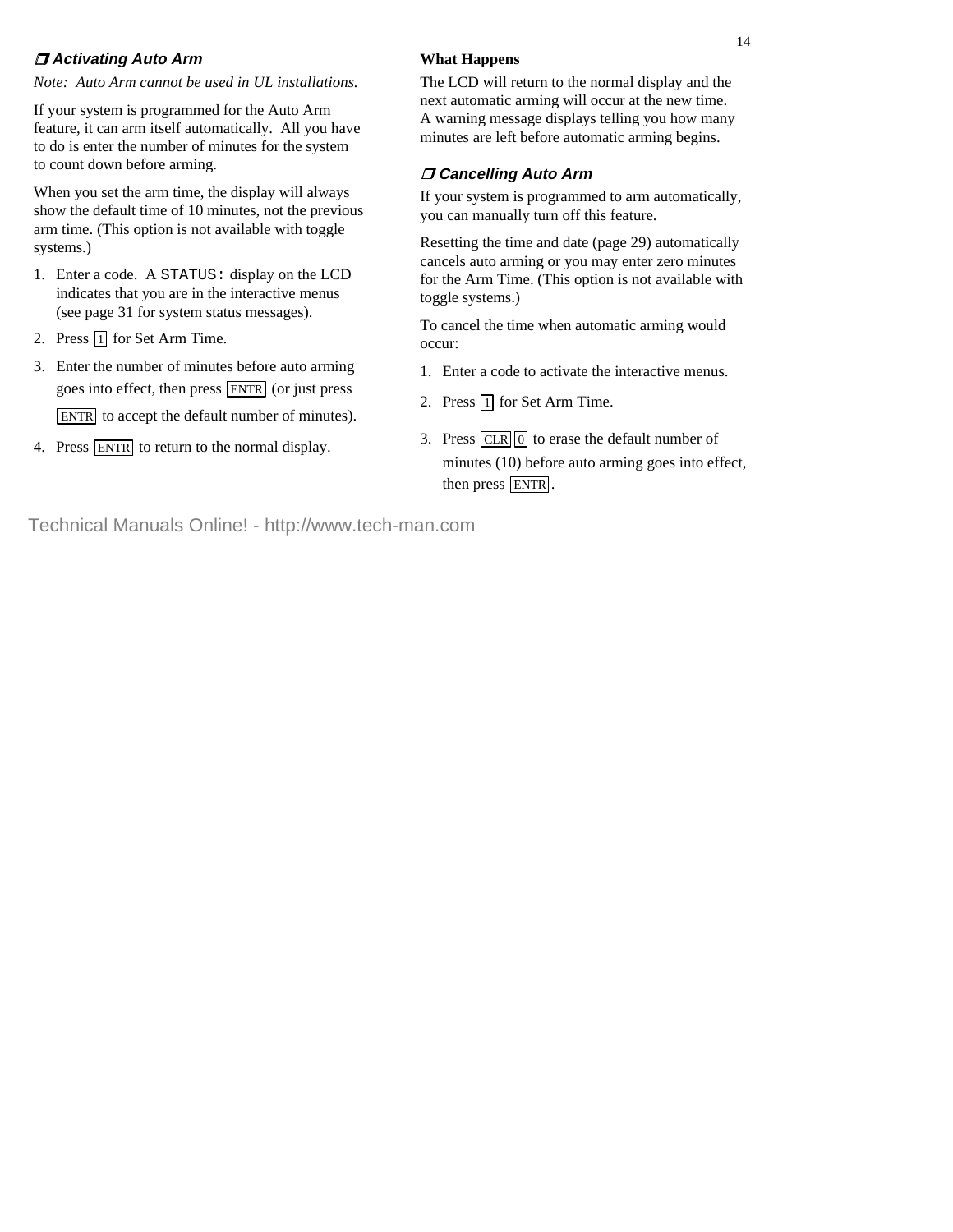### ❒ Activating Auto Arm

*Note: Auto Arm cannot be used in UL installations.*

If your system is programmed for the Auto Arm feature, it can arm itself automatically. All you have to do is enter the number of minutes for the system to count down before arming.

When you set the arm time, the display will always show the default time of 10 minutes, not the previous arm time. (This option is not available with toggle systems.)

1. Enter a code. A `STATUS:` display on the LCD indicates that you are in the interactive menus (see page 31 for system status messages).
2. Press [1] for Set Arm Time.
3. Enter the number of minutes before auto arming goes into effect, then press [ENTR] (or just press [ENTR] to accept the default number of minutes).
4. Press [ENTR] to return to the normal display.

**What Happens**

The LCD will return to the normal display and the next automatic arming will occur at the new time. A warning message displays telling you how many minutes are left before automatic arming begins.

### ❒ Cancelling Auto Arm

If your system is programmed to arm automatically, you can manually turn off this feature.

Resetting the time and date (page 29) automatically cancels auto arming or you may enter zero minutes for the Arm Time. (This option is not available with toggle systems.)

To cancel the time when automatic arming would occur:

1. Enter a code to activate the interactive menus.
2. Press [1] for Set Arm Time.
3. Press [CLR] [0] to erase the default number of minutes (10) before auto arming goes into effect, then press [ENTR].

Technical Manuals Online! - http://www.tech-man.com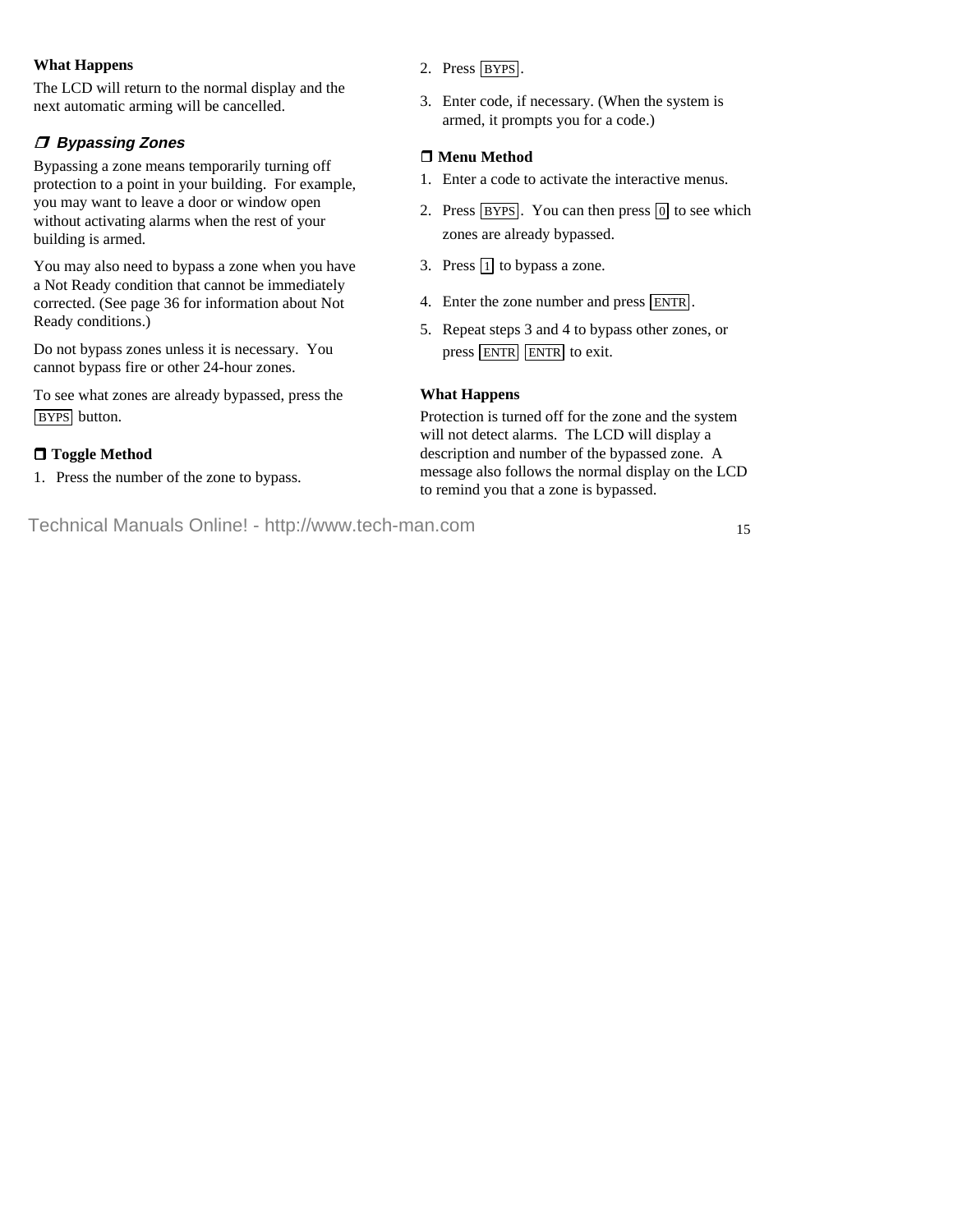**What Happens**

The LCD will return to the normal display and the next automatic arming will be cancelled.

### ❒ *Bypassing Zones*

Bypassing a zone means temporarily turning off protection to a point in your building. For example, you may want to leave a door or window open without activating alarms when the rest of your building is armed.

You may also need to bypass a zone when you have a Not Ready condition that cannot be immediately corrected. (See page 36 for information about Not Ready conditions.)

Do not bypass zones unless it is necessary. You cannot bypass fire or other 24-hour zones.

To see what zones are already bypassed, press the BYPS button.

**❒ Toggle Method**

1. Press the number of the zone to bypass.
2. Press BYPS.
3. Enter code, if necessary. (When the system is armed, it prompts you for a code.)

**❒ Menu Method**

1. Enter a code to activate the interactive menus.
2. Press BYPS. You can then press 0 to see which zones are already bypassed.
3. Press 1 to bypass a zone.
4. Enter the zone number and press ENTR.
5. Repeat steps 3 and 4 to bypass other zones, or press ENTR ENTR to exit.

**What Happens**

Protection is turned off for the zone and the system will not detect alarms. The LCD will display a description and number of the bypassed zone. A message also follows the normal display on the LCD to remind you that a zone is bypassed.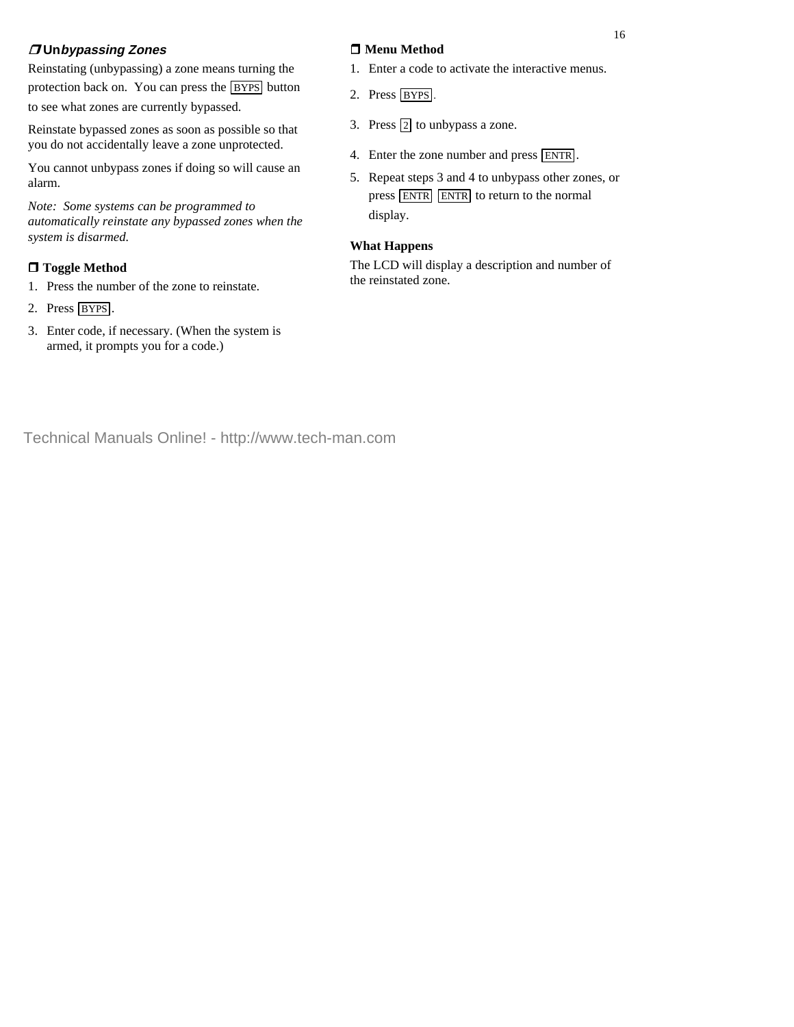### ❒ *Unbypassing Zones*

Reinstating (unbypassing) a zone means turning the protection back on. You can press the [BYPS] button to see what zones are currently bypassed.

Reinstate bypassed zones as soon as possible so that you do not accidentally leave a zone unprotected.

You cannot unbypass zones if doing so will cause an alarm.

*Note: Some systems can be programmed to automatically reinstate any bypassed zones when the system is disarmed.*

**❒ Toggle Method**

1. Press the number of the zone to reinstate.
2. Press [BYPS].
3. Enter code, if necessary. (When the system is armed, it prompts you for a code.)

**❒ Menu Method**

1. Enter a code to activate the interactive menus.
2. Press [BYPS].
3. Press [2] to unbypass a zone.
4. Enter the zone number and press [ENTR].
5. Repeat steps 3 and 4 to unbypass other zones, or press [ENTR] [ENTR] to return to the normal display.

**What Happens**

The LCD will display a description and number of the reinstated zone.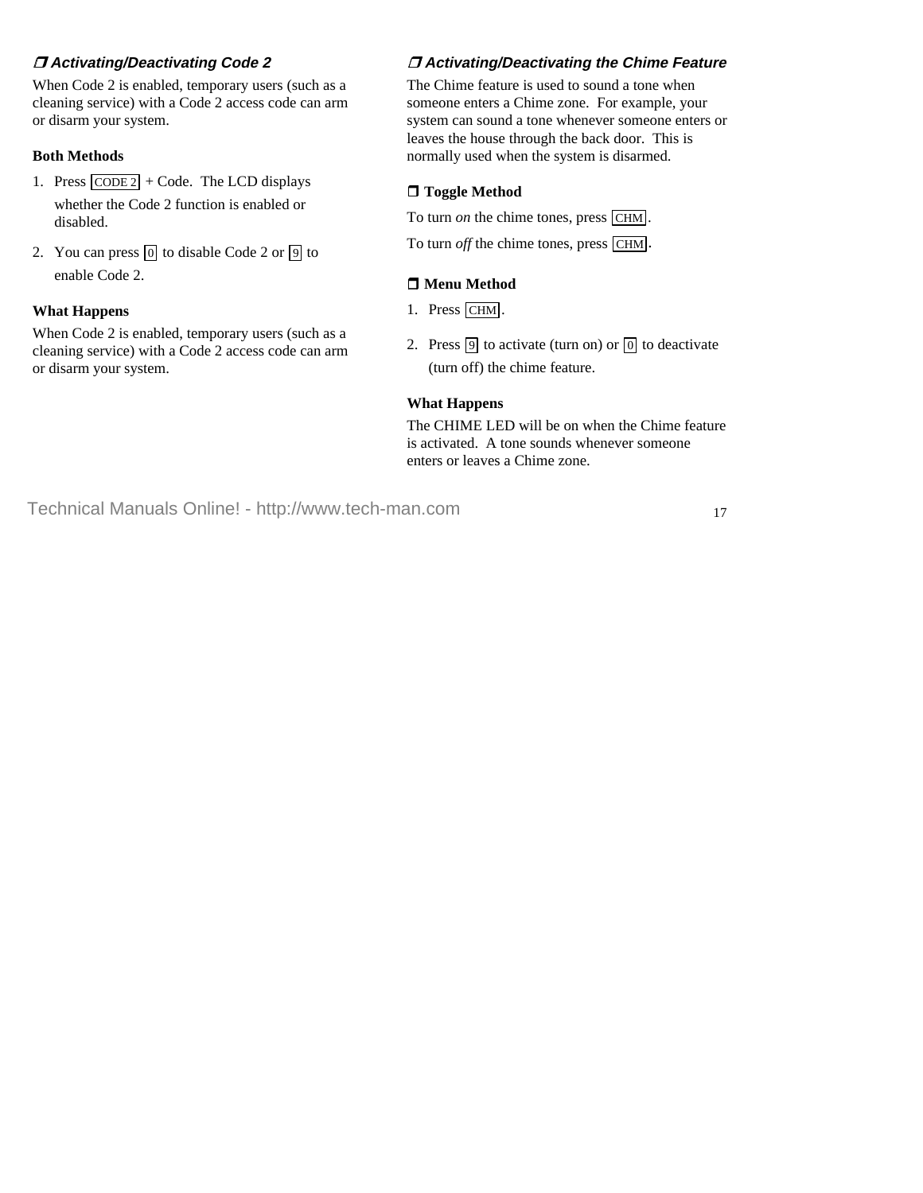### ❒ Activating/Deactivating Code 2

When Code 2 is enabled, temporary users (such as a cleaning service) with a Code 2 access code can arm or disarm your system.

**Both Methods**

1. Press [CODE 2] + Code. The LCD displays whether the Code 2 function is enabled or disabled.
2. You can press [0] to disable Code 2 or [9] to enable Code 2.

**What Happens**

When Code 2 is enabled, temporary users (such as a cleaning service) with a Code 2 access code can arm or disarm your system.

### ❒ Activating/Deactivating the Chime Feature

The Chime feature is used to sound a tone when someone enters a Chime zone. For example, your system can sound a tone whenever someone enters or leaves the house through the back door. This is normally used when the system is disarmed.

**❒ Toggle Method**

To turn *on* the chime tones, press [CHM].

To turn *off* the chime tones, press [CHM].

**❒ Menu Method**

1. Press [CHM].
2. Press [9] to activate (turn on) or [0] to deactivate (turn off) the chime feature.

**What Happens**

The CHIME LED will be on when the Chime feature is activated. A tone sounds whenever someone enters or leaves a Chime zone.

Technical Manuals Online! - http://www.tech-man.com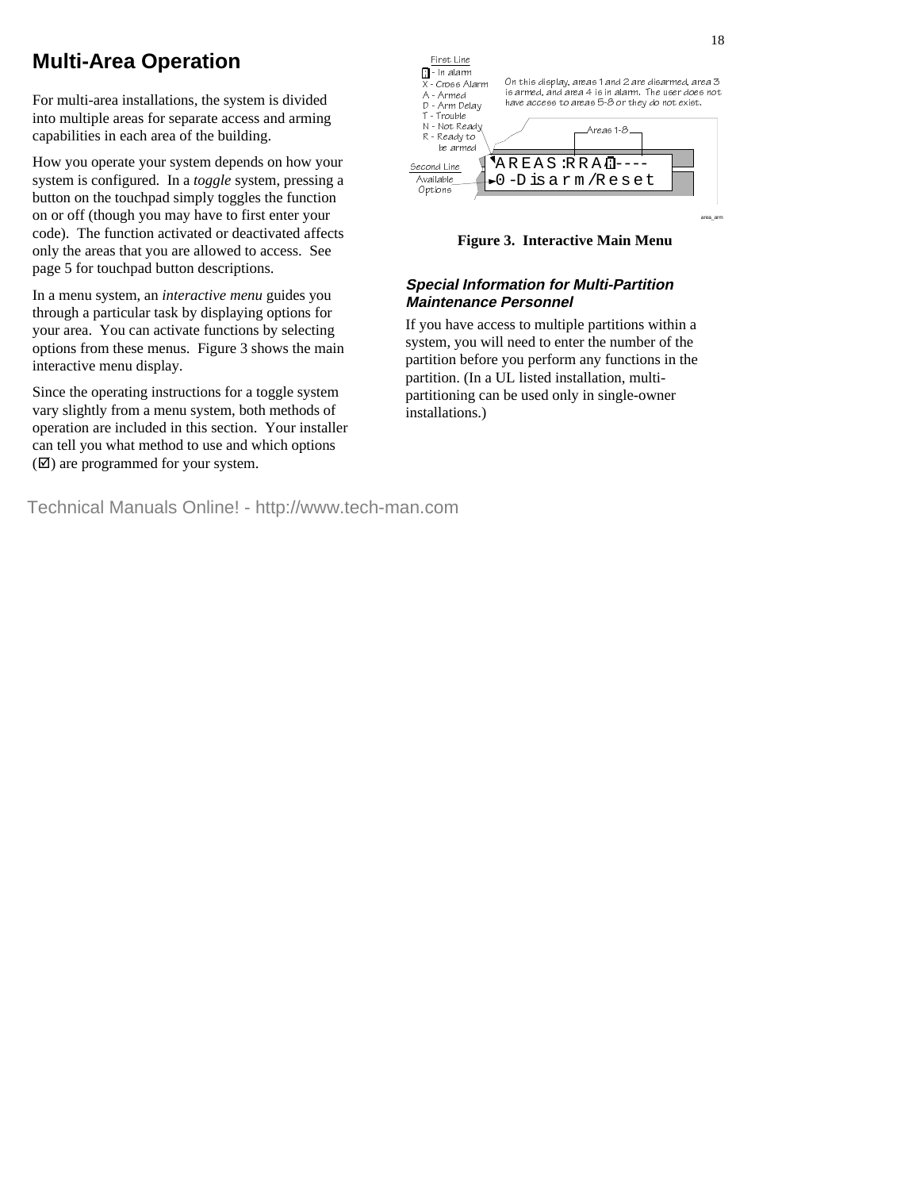# Multi-Area Operation

For multi-area installations, the system is divided into multiple areas for separate access and arming capabilities in each area of the building.

How you operate your system depends on how your system is configured. In a *toggle* system, pressing a button on the touchpad simply toggles the function on or off (though you may have to first enter your code). The function activated or deactivated affects only the areas that you are allowed to access. See page 5 for touchpad button descriptions.

In a menu system, an *interactive menu* guides you through a particular task by displaying options for your area. You can activate functions by selecting options from these menus. Figure 3 shows the main interactive menu display.

Since the operating instructions for a toggle system vary slightly from a menu system, both methods of operation are included in this section. Your installer can tell you what method to use and which options (☑) are programmed for your system.

First Line
- ▮ - In alarm
- X - Cross Alarm
- A - Armed
- D - Arm Delay
- T - Trouble
- N - Not Ready
- R - Ready to be armed

On this display, areas 1 and 2 are disarmed, area 3 is armed, and area 4 is in alarm. The user does not have access to areas 5-8 or they do not exist.

Areas 1-8

```
AREAS:RRA▮----
0-Disarm/Reset
```

Second Line
Available Options

Figure 3. Interactive Main Menu

### *Special Information for Multi-Partition Maintenance Personnel*

If you have access to multiple partitions within a system, you will need to enter the number of the partition before you perform any functions in the partition. (In a UL listed installation, multi-partitioning can be used only in single-owner installations.)

Technical Manuals Online! - http://www.tech-man.com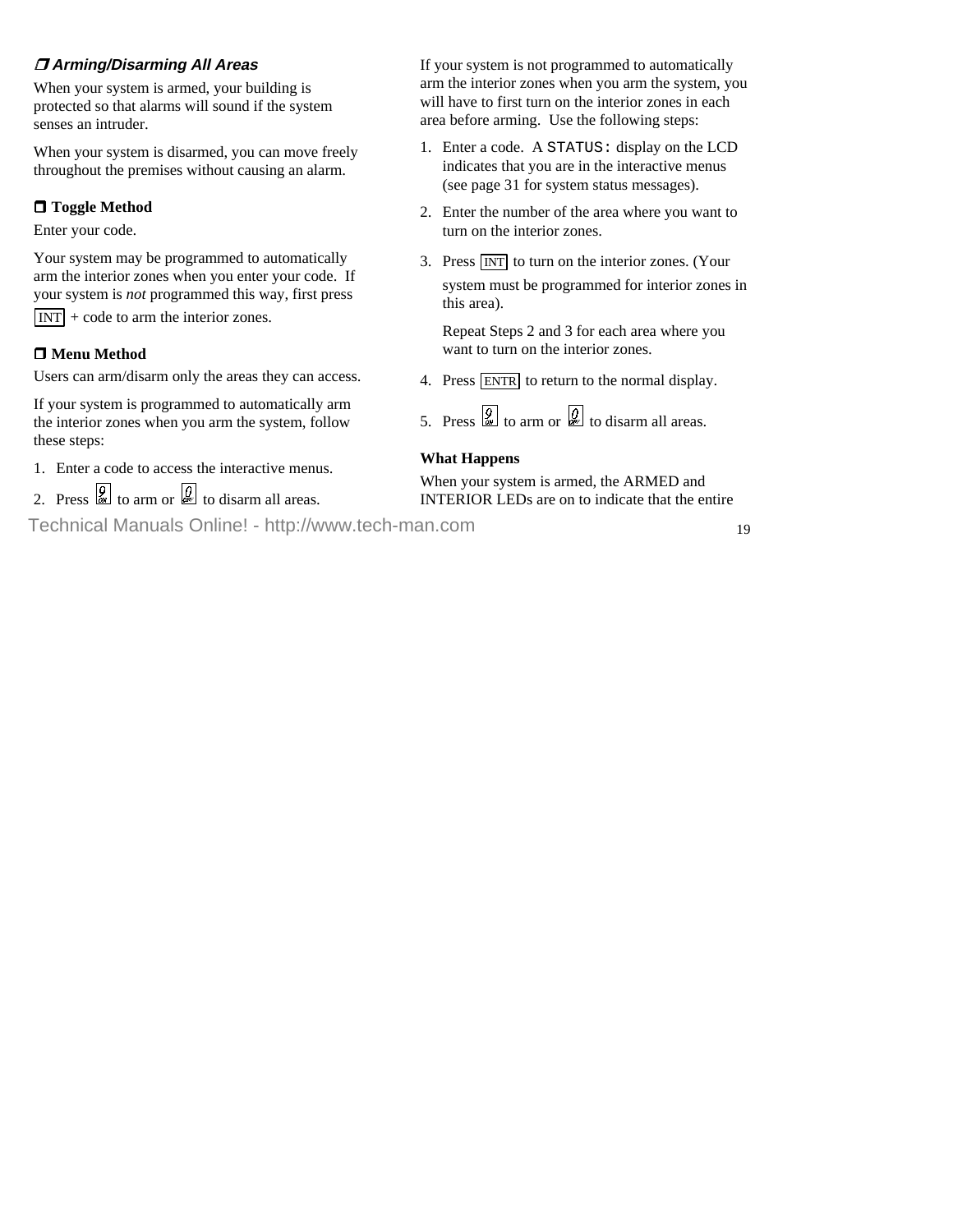### ❐ *Arming/Disarming All Areas*

When your system is armed, your building is protected so that alarms will sound if the system senses an intruder.

When your system is disarmed, you can move freely throughout the premises without causing an alarm.

### ❐ Toggle Method

Enter your code.

Your system may be programmed to automatically arm the interior zones when you enter your code. If your system is *not* programmed this way, first press INT + code to arm the interior zones.

### ❐ Menu Method

Users can arm/disarm only the areas they can access.

If your system is programmed to automatically arm the interior zones when you arm the system, follow these steps:

1. Enter a code to access the interactive menus.
2. Press 9 ON to arm or 0 OFF to disarm all areas.

If your system is not programmed to automatically arm the interior zones when you arm the system, you will have to first turn on the interior zones in each area before arming. Use the following steps:

1. Enter a code. A `STATUS:` display on the LCD indicates that you are in the interactive menus (see page 31 for system status messages).
2. Enter the number of the area where you want to turn on the interior zones.
3. Press INT to turn on the interior zones. (Your system must be programmed for interior zones in this area).

   Repeat Steps 2 and 3 for each area where you want to turn on the interior zones.
4. Press ENTR to return to the normal display.
5. Press 9 ON to arm or 0 OFF to disarm all areas.

**What Happens**

When your system is armed, the ARMED and INTERIOR LEDs are on to indicate that the entire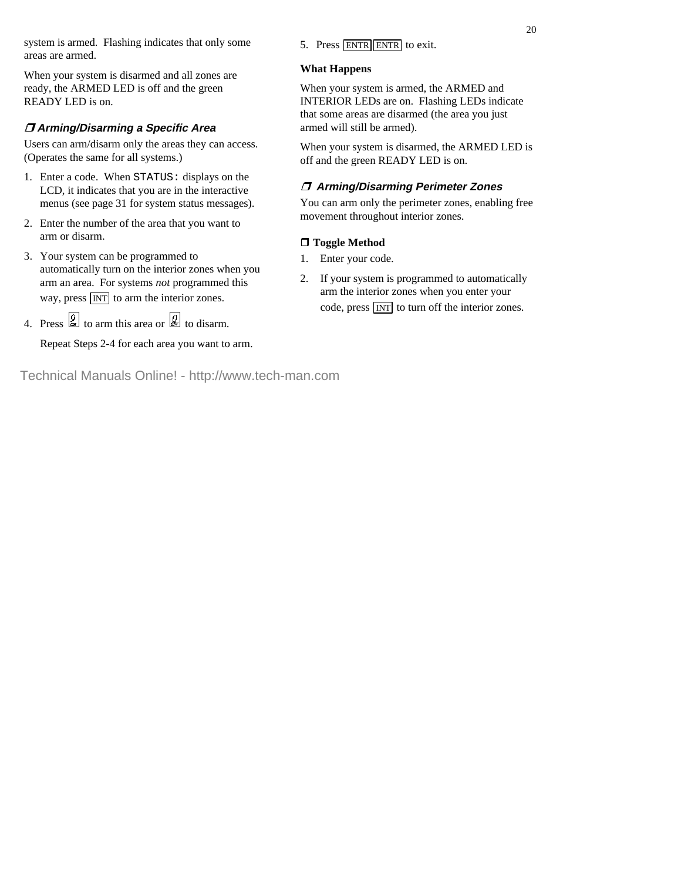system is armed. Flashing indicates that only some areas are armed.

When your system is disarmed and all zones are ready, the ARMED LED is off and the green READY LED is on.

### ❒ *Arming/Disarming a Specific Area*

Users can arm/disarm only the areas they can access. (Operates the same for all systems.)

1. Enter a code. When `STATUS:` displays on the LCD, it indicates that you are in the interactive menus (see page 31 for system status messages).
2. Enter the number of the area that you want to arm or disarm.
3. Your system can be programmed to automatically turn on the interior zones when you arm an area. For systems *not* programmed this way, press [INT] to arm the interior zones.
4. Press [arm key] to arm this area or [disarm key] to disarm.

   Repeat Steps 2-4 for each area you want to arm.
5. Press [ENTR] [ENTR] to exit.

**What Happens**

When your system is armed, the ARMED and INTERIOR LEDs are on. Flashing LEDs indicate that some areas are disarmed (the area you just armed will still be armed).

When your system is disarmed, the ARMED LED is off and the green READY LED is on.

### ❒ *Arming/Disarming Perimeter Zones*

You can arm only the perimeter zones, enabling free movement throughout interior zones.

**❒ Toggle Method**

1. Enter your code.
2. If your system is programmed to automatically arm the interior zones when you enter your code, press [INT] to turn off the interior zones.

Technical Manuals Online! - http://www.tech-man.com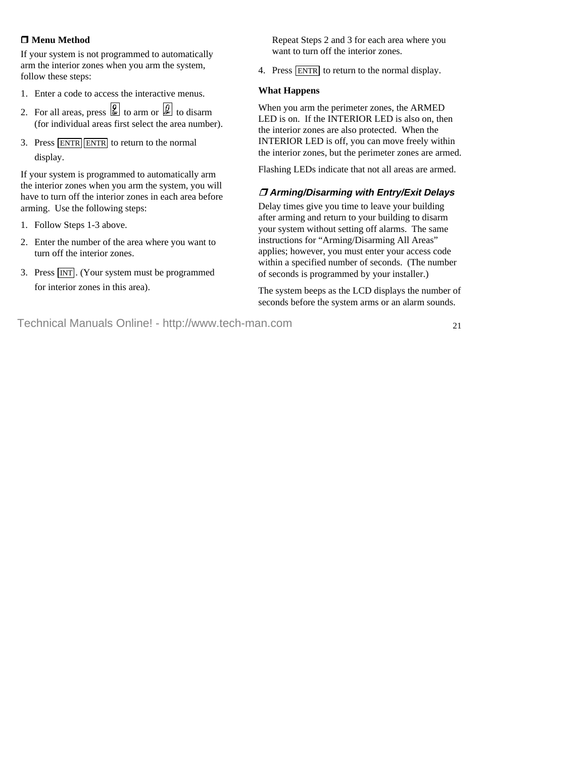❐ **Menu Method**

If your system is not programmed to automatically arm the interior zones when you arm the system, follow these steps:

1. Enter a code to access the interactive menus.
2. For all areas, press [ON] to arm or [OFF] to disarm (for individual areas first select the area number).
3. Press [ENTR] [ENTR] to return to the normal display.

If your system is programmed to automatically arm the interior zones when you arm the system, you will have to turn off the interior zones in each area before arming. Use the following steps:

1. Follow Steps 1-3 above.
2. Enter the number of the area where you want to turn off the interior zones.
3. Press [INT]. (Your system must be programmed for interior zones in this area).

   Repeat Steps 2 and 3 for each area where you want to turn off the interior zones.

4. Press [ENTR] to return to the normal display.

**What Happens**

When you arm the perimeter zones, the ARMED LED is on. If the INTERIOR LED is also on, then the interior zones are also protected. When the INTERIOR LED is off, you can move freely within the interior zones, but the perimeter zones are armed.

Flashing LEDs indicate that not all areas are armed.

### ❐ *Arming/Disarming with Entry/Exit Delays*

Delay times give you time to leave your building after arming and return to your building to disarm your system without setting off alarms. The same instructions for "Arming/Disarming All Areas" applies; however, you must enter your access code within a specified number of seconds. (The number of seconds is programmed by your installer.)

The system beeps as the LCD displays the number of seconds before the system arms or an alarm sounds.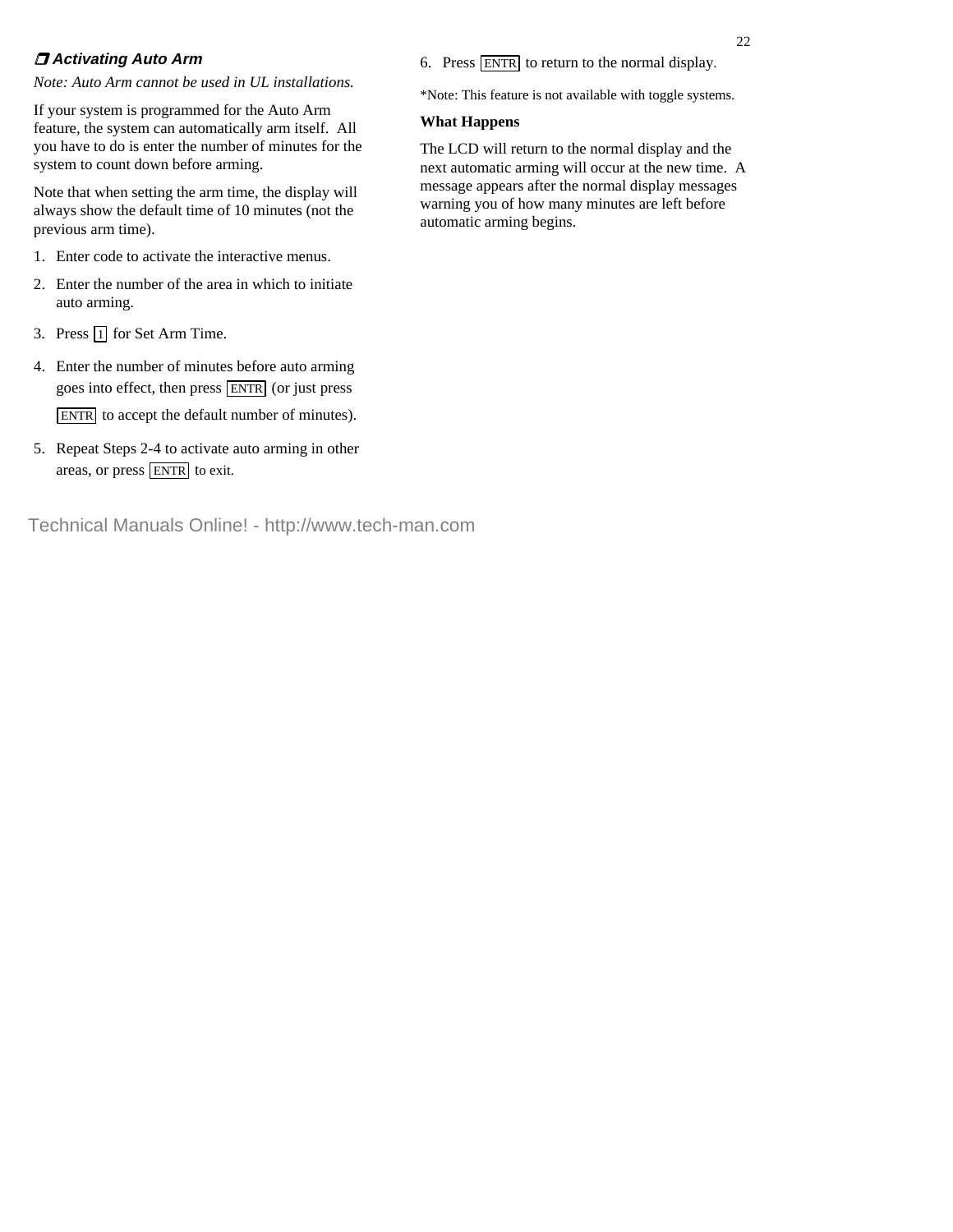### ❐ Activating Auto Arm

*Note: Auto Arm cannot be used in UL installations.*

If your system is programmed for the Auto Arm feature, the system can automatically arm itself. All you have to do is enter the number of minutes for the system to count down before arming.

Note that when setting the arm time, the display will always show the default time of 10 minutes (not the previous arm time).

1. Enter code to activate the interactive menus.
2. Enter the number of the area in which to initiate auto arming.
3. Press [1] for Set Arm Time.
4. Enter the number of minutes before auto arming goes into effect, then press [ENTR] (or just press [ENTR] to accept the default number of minutes).
5. Repeat Steps 2-4 to activate auto arming in other areas, or press [ENTR] to exit.
6. Press [ENTR] to return to the normal display.

*Note: This feature is not available with toggle systems.

**What Happens**

The LCD will return to the normal display and the next automatic arming will occur at the new time. A message appears after the normal display messages warning you of how many minutes are left before automatic arming begins.

Technical Manuals Online! - http://www.tech-man.com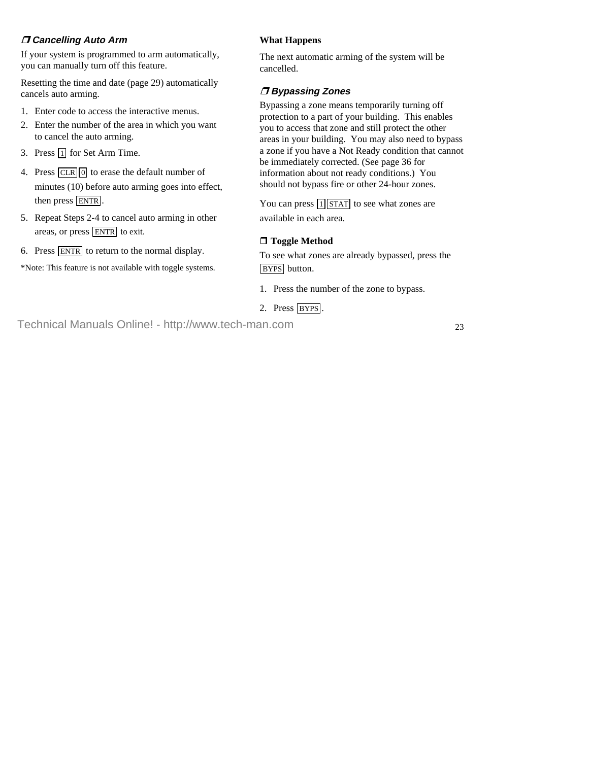### ❒ Cancelling Auto Arm

If your system is programmed to arm automatically, you can manually turn off this feature.

Resetting the time and date (page 29) automatically cancels auto arming.

1. Enter code to access the interactive menus.
2. Enter the number of the area in which you want to cancel the auto arming.
3. Press [1] for Set Arm Time.
4. Press [CLR] [0] to erase the default number of minutes (10) before auto arming goes into effect, then press [ENTR].
5. Repeat Steps 2-4 to cancel auto arming in other areas, or press [ENTR] to exit.
6. Press [ENTR] to return to the normal display.

*Note: This feature is not available with toggle systems.

**What Happens**

The next automatic arming of the system will be cancelled.

### ❒ Bypassing Zones

Bypassing a zone means temporarily turning off protection to a part of your building. This enables you to access that zone and still protect the other areas in your building. You may also need to bypass a zone if you have a Not Ready condition that cannot be immediately corrected. (See page 36 for information about not ready conditions.) You should not bypass fire or other 24-hour zones.

You can press [1] [STAT] to see what zones are available in each area.

**❒ Toggle Method**

To see what zones are already bypassed, press the [BYPS] button.

1. Press the number of the zone to bypass.
2. Press [BYPS].

Technical Manuals Online! - http://www.tech-man.com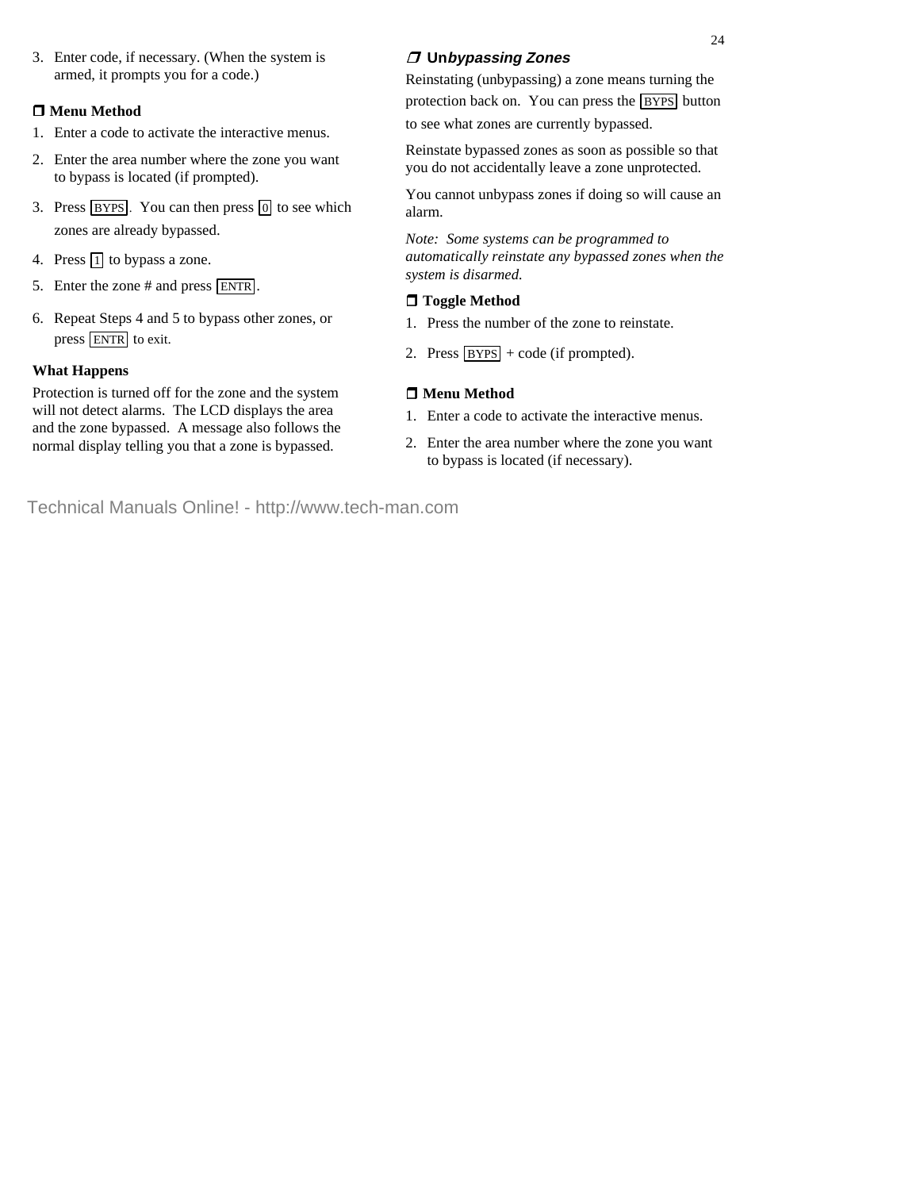3. Enter code, if necessary. (When the system is armed, it prompts you for a code.)

### ❒ Menu Method

1. Enter a code to activate the interactive menus.
2. Enter the area number where the zone you want to bypass is located (if prompted).
3. Press BYPS. You can then press 0 to see which zones are already bypassed.
4. Press 1 to bypass a zone.
5. Enter the zone # and press ENTR.
6. Repeat Steps 4 and 5 to bypass other zones, or press ENTR to exit.

**What Happens**

Protection is turned off for the zone and the system will not detect alarms. The LCD displays the area and the zone bypassed. A message also follows the normal display telling you that a zone is bypassed.

## ❒ Un*bypassing Zones*

Reinstating (unbypassing) a zone means turning the protection back on. You can press the BYPS button to see what zones are currently bypassed.

Reinstate bypassed zones as soon as possible so that you do not accidentally leave a zone unprotected.

You cannot unbypass zones if doing so will cause an alarm.

*Note: Some systems can be programmed to automatically reinstate any bypassed zones when the system is disarmed.*

### ❒ Toggle Method

1. Press the number of the zone to reinstate.
2. Press BYPS + code (if prompted).

### ❒ Menu Method

1. Enter a code to activate the interactive menus.
2. Enter the area number where the zone you want to bypass is located (if necessary).

Technical Manuals Online! - http://www.tech-man.com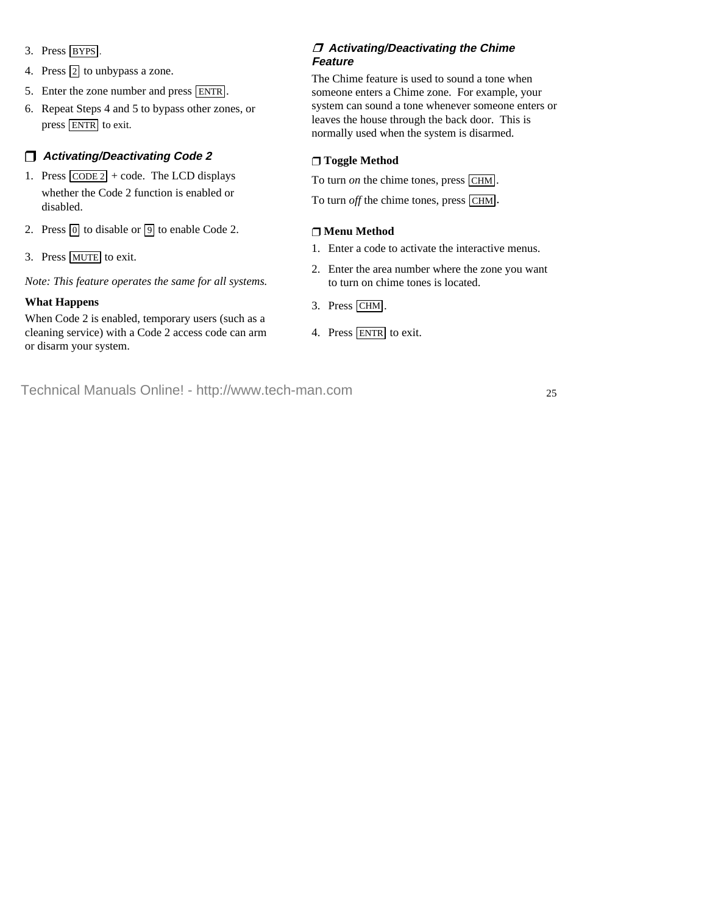3. Press [BYPS].
4. Press [2] to unbypass a zone.
5. Enter the zone number and press [ENTR].
6. Repeat Steps 4 and 5 to bypass other zones, or press [ENTR] to exit.

### ❒ *Activating/Deactivating Code 2*

1. Press [CODE 2] + code. The LCD displays whether the Code 2 function is enabled or disabled.
2. Press [0] to disable or [9] to enable Code 2.
3. Press [MUTE] to exit.

*Note: This feature operates the same for all systems.*

**What Happens**

When Code 2 is enabled, temporary users (such as a cleaning service) with a Code 2 access code can arm or disarm your system.

### ❒ *Activating/Deactivating the Chime Feature*

The Chime feature is used to sound a tone when someone enters a Chime zone. For example, your system can sound a tone whenever someone enters or leaves the house through the back door. This is normally used when the system is disarmed.

**❒ Toggle Method**

To turn *on* the chime tones, press [CHM].

To turn *off* the chime tones, press [CHM].

**❒ Menu Method**

1. Enter a code to activate the interactive menus.
2. Enter the area number where the zone you want to turn on chime tones is located.
3. Press [CHM].
4. Press [ENTR] to exit.

Technical Manuals Online! - http://www.tech-man.com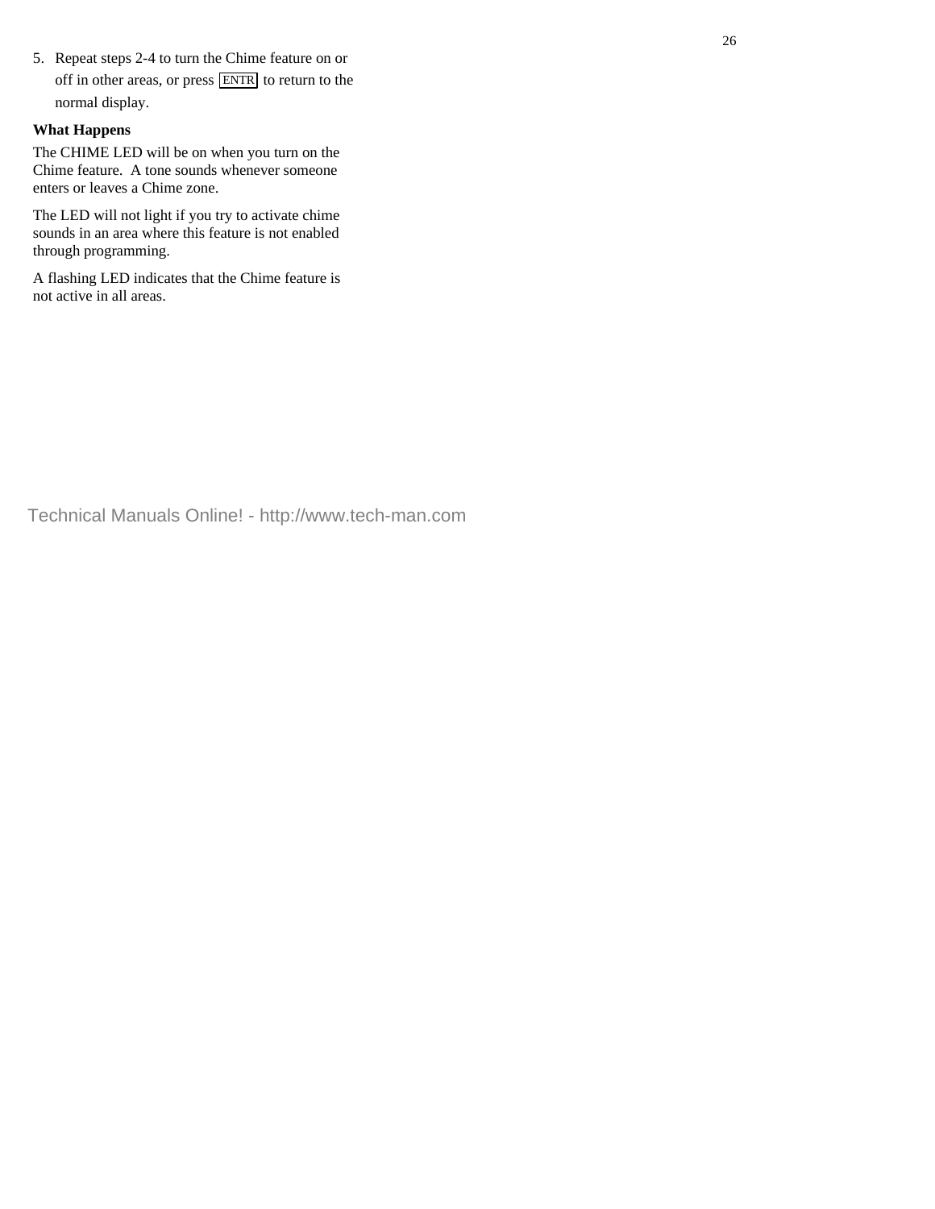5. Repeat steps 2-4 to turn the Chime feature on or off in other areas, or press ENTR to return to the normal display.

**What Happens**

The CHIME LED will be on when you turn on the Chime feature.  A tone sounds whenever someone enters or leaves a Chime zone.

The LED will not light if you try to activate chime sounds in an area where this feature is not enabled through programming.

A flashing LED indicates that the Chime feature is not active in all areas.

Technical Manuals Online! - http://www.tech-man.com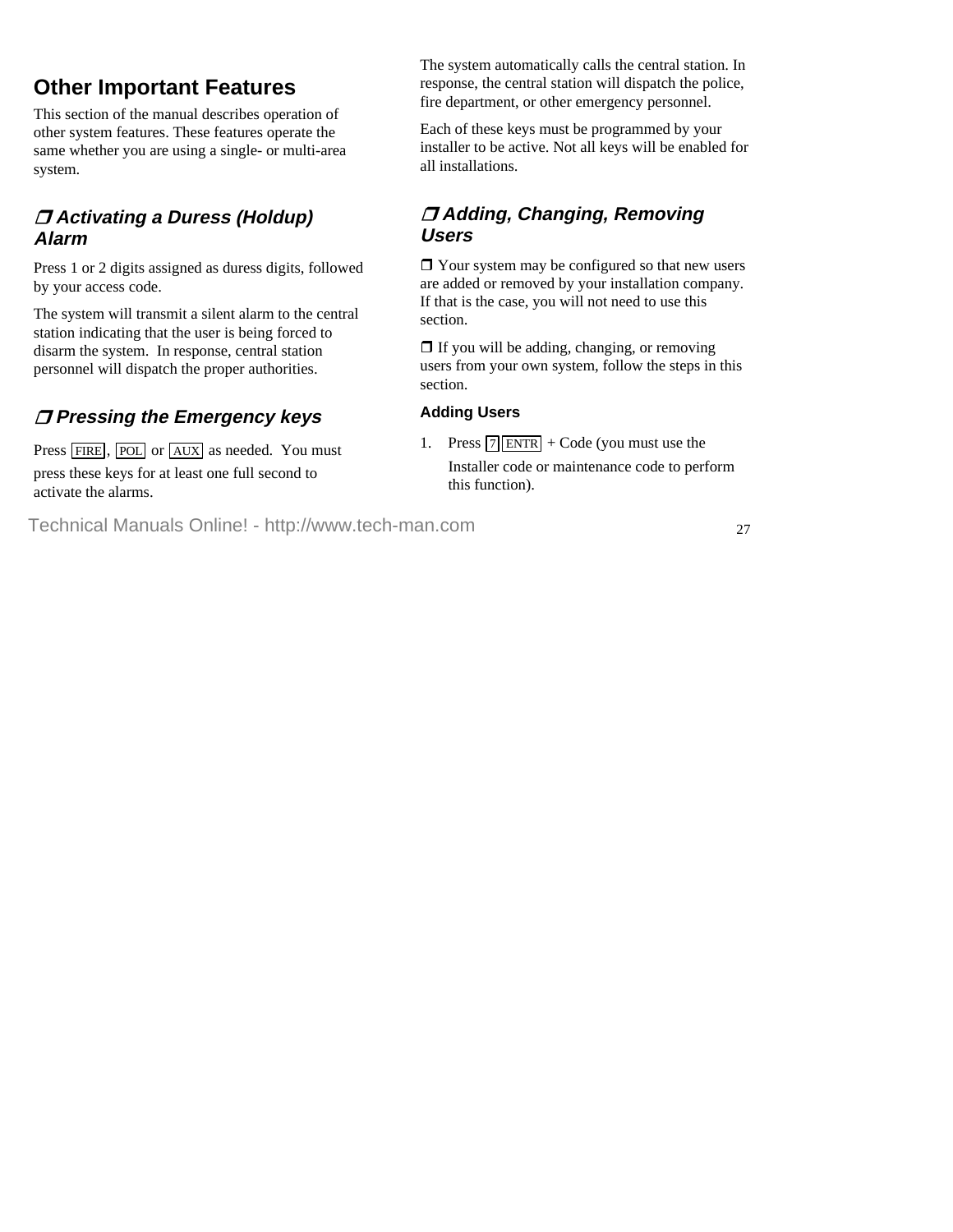## Other Important Features

This section of the manual describes operation of other system features. These features operate the same whether you are using a single- or multi-area system.

### ❒ Activating a Duress (Holdup) Alarm

Press 1 or 2 digits assigned as duress digits, followed by your access code.

The system will transmit a silent alarm to the central station indicating that the user is being forced to disarm the system. In response, central station personnel will dispatch the proper authorities.

### ❒ Pressing the Emergency keys

Press [FIRE], [POL] or [AUX] as needed. You must press these keys for at least one full second to activate the alarms.

The system automatically calls the central station. In response, the central station will dispatch the police, fire department, or other emergency personnel.

Each of these keys must be programmed by your installer to be active. Not all keys will be enabled for all installations.

### ❒ Adding, Changing, Removing Users

❒ Your system may be configured so that new users are added or removed by your installation company. If that is the case, you will not need to use this section.

❒ If you will be adding, changing, or removing users from your own system, follow the steps in this section.

#### Adding Users

1. Press [7] [ENTR] + Code (you must use the Installer code or maintenance code to perform this function).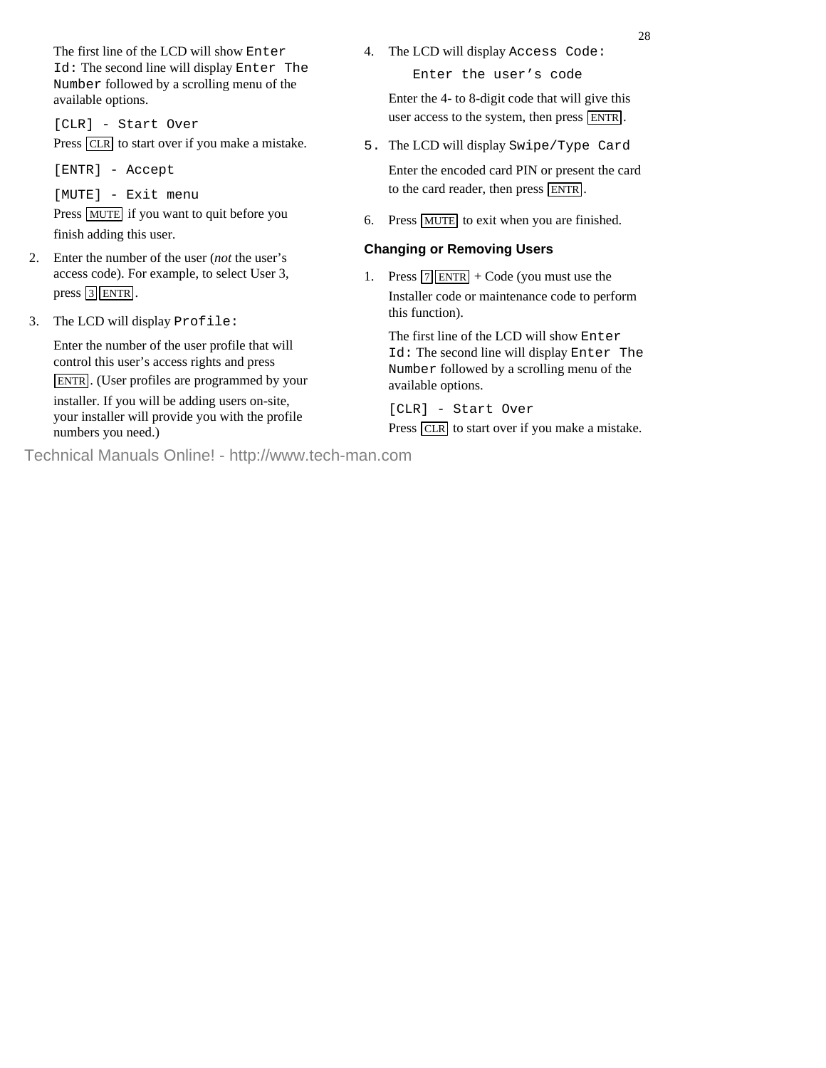The first line of the LCD will show `Enter Id:` The second line will display `Enter The Number` followed by a scrolling menu of the available options.

`[CLR] - Start Over`

Press CLR to start over if you make a mistake.

`[ENTR] - Accept`

`[MUTE] - Exit menu`

Press MUTE if you want to quit before you finish adding this user.

2. Enter the number of the user (*not* the user's access code). For example, to select User 3, press 3 ENTR.

3. The LCD will display `Profile:`

   Enter the number of the user profile that will control this user's access rights and press ENTR. (User profiles are programmed by your installer. If you will be adding users on-site, your installer will provide you with the profile numbers you need.)

4. The LCD will display `Access Code:`

   `Enter the user's code`

   Enter the 4- to 8-digit code that will give this user access to the system, then press ENTR.

5. The LCD will display `Swipe/Type Card`

   Enter the encoded card PIN or present the card to the card reader, then press ENTR.

6. Press MUTE to exit when you are finished.

### Changing or Removing Users

1. Press 7 ENTR + Code (you must use the Installer code or maintenance code to perform this function).

   The first line of the LCD will show `Enter Id:` The second line will display `Enter The Number` followed by a scrolling menu of the available options.

   `[CLR] - Start Over`

   Press CLR to start over if you make a mistake.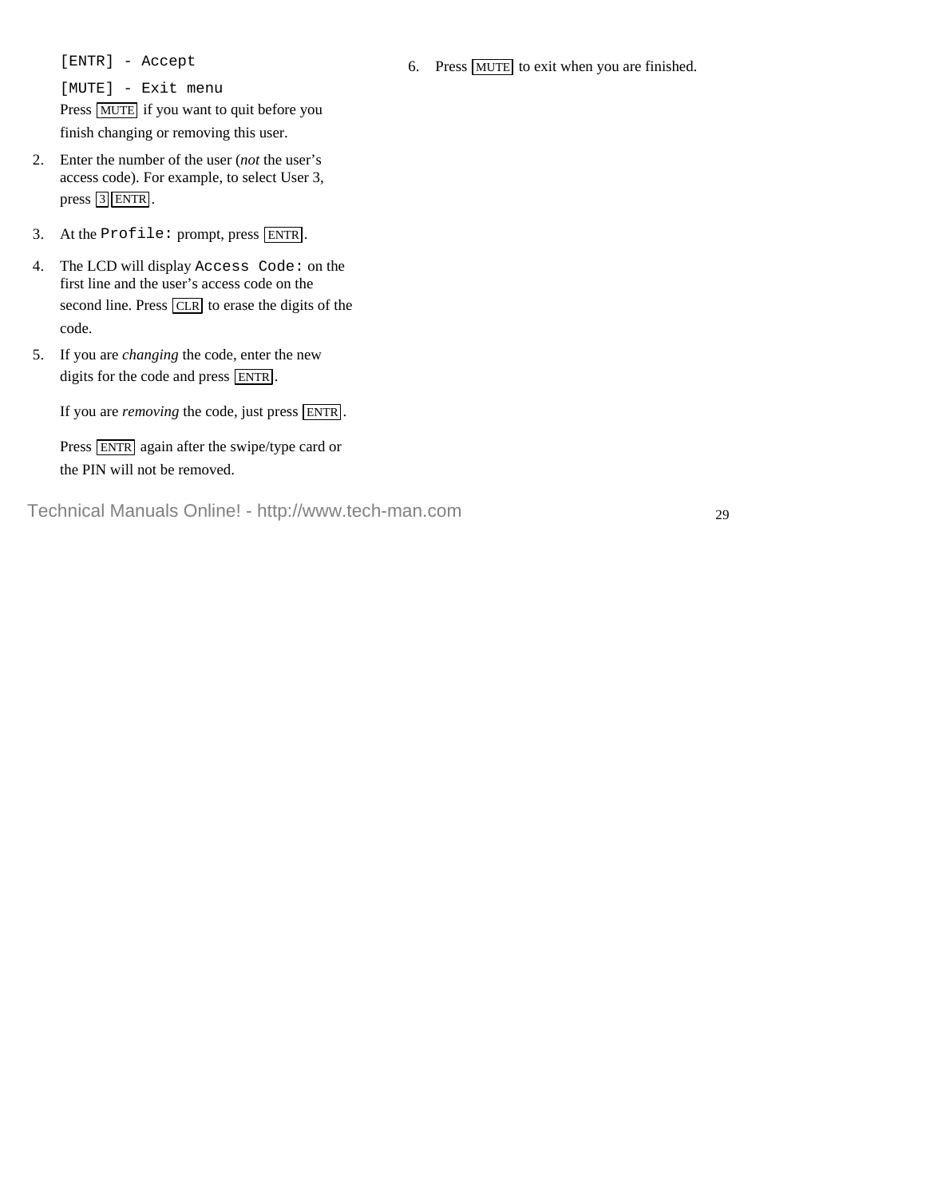```
[ENTR] - Accept
[MUTE] - Exit menu
```

Press MUTE if you want to quit before you finish changing or removing this user.

2. Enter the number of the user (*not* the user's access code). For example, to select User 3, press 3 ENTR.
3. At the `Profile:` prompt, press ENTR.
4. The LCD will display `Access Code:` on the first line and the user's access code on the second line. Press CLR to erase the digits of the code.
5. If you are *changing* the code, enter the new digits for the code and press ENTR.

   If you are *removing* the code, just press ENTR.

   Press ENTR again after the swipe/type card or the PIN will not be removed.
6. Press MUTE to exit when you are finished.

Technical Manuals Online! - http://www.tech-man.com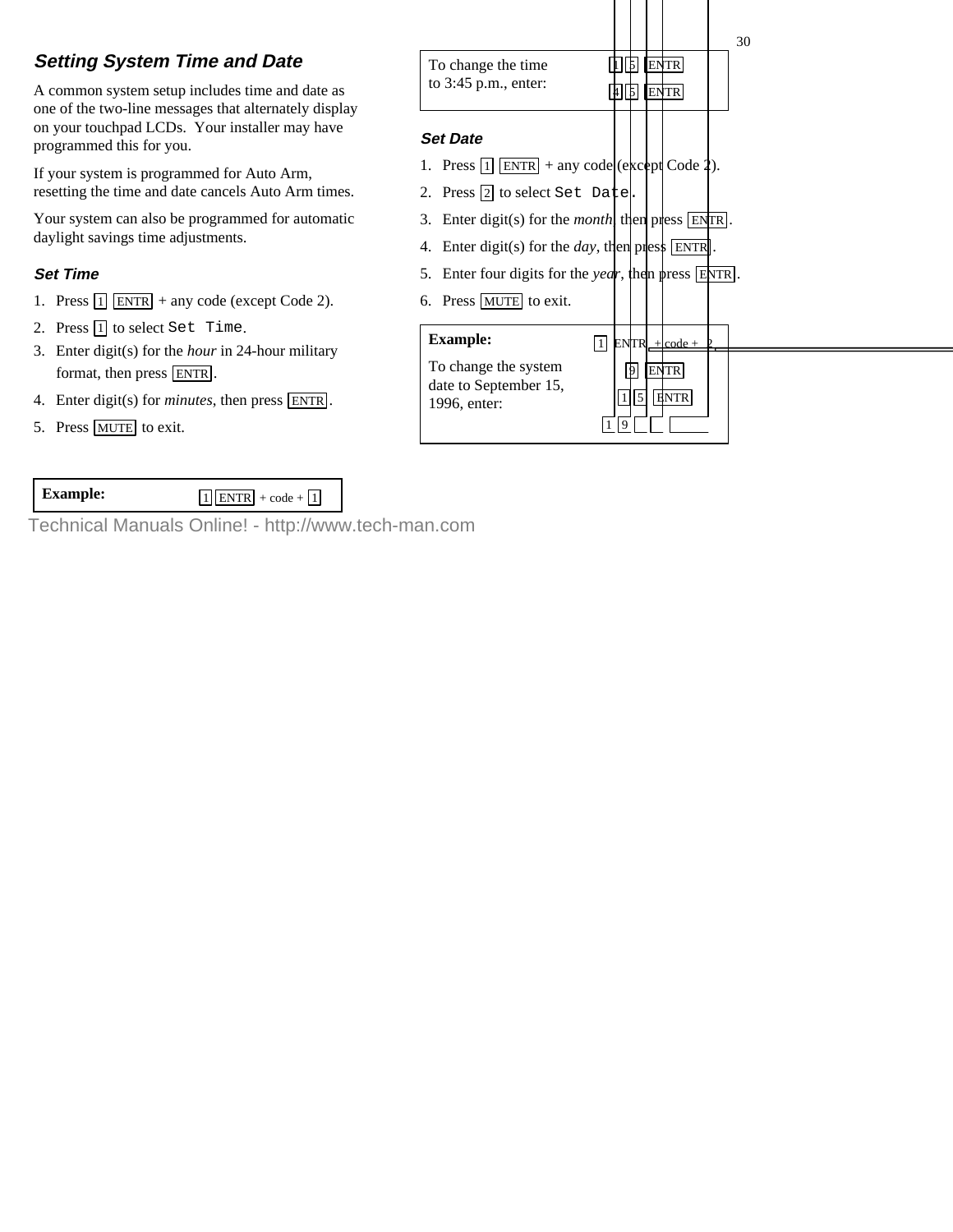## Setting System Time and Date

A common system setup includes time and date as one of the two-line messages that alternately display on your touchpad LCDs. Your installer may have programmed this for you.

If your system is programmed for Auto Arm, resetting the time and date cancels Auto Arm times.

Your system can also be programmed for automatic daylight savings time adjustments.

### Set Time

1. Press 1 ENTR + any code (except Code 2).
2. Press 1 to select `Set Time`.
3. Enter digit(s) for the *hour* in 24-hour military format, then press ENTR.
4. Enter digit(s) for *minutes*, then press ENTR.
5. Press MUTE to exit.

**Example:** 1 ENTR + code + 1

To change the time to 3:45 p.m., enter: 1 5 ENTR 4 5 ENTR

### Set Date

1. Press 1 ENTR + any code (except Code 2).
2. Press 2 to select `Set Date`.
3. Enter digit(s) for the *month*, then press ENTR.
4. Enter digit(s) for the *day*, then press ENTR.
5. Enter four digits for the *year*, then press ENTR.
6. Press MUTE to exit.

**Example:** 1 ENTR + code + 2

To change the system date to September 15, 1996, enter: 9 ENTR 1 5 ENTR 1 9

Technical Manuals Online! - http://www.tech-man.com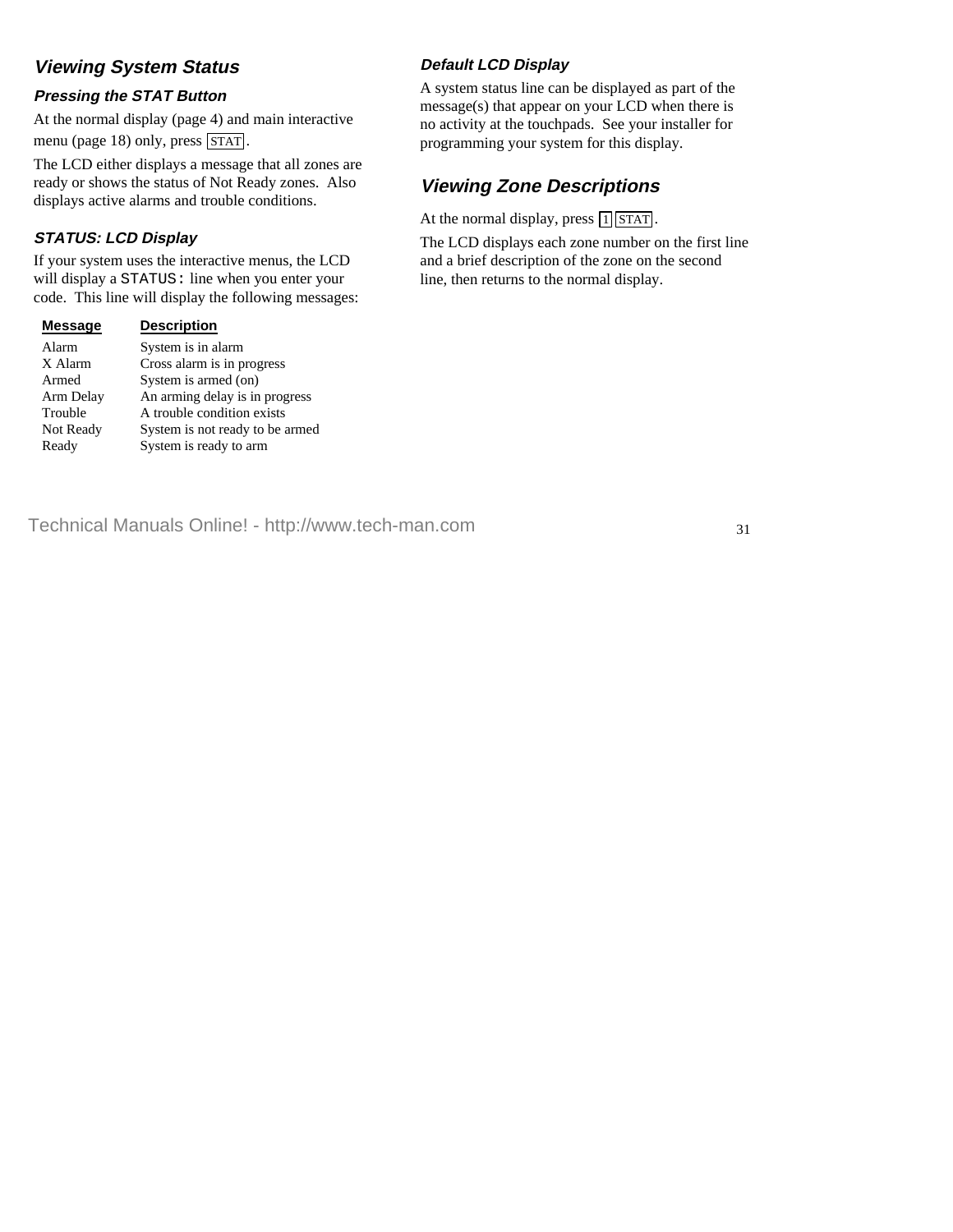## Viewing System Status

### Pressing the STAT Button

At the normal display (page 4) and main interactive menu (page 18) only, press [STAT].

The LCD either displays a message that all zones are ready or shows the status of Not Ready zones. Also displays active alarms and trouble conditions.

### STATUS: LCD Display

If your system uses the interactive menus, the LCD will display a `STATUS:` line when you enter your code. This line will display the following messages:

| Message | Description |
|---|---|
| Alarm | System is in alarm |
| X Alarm | Cross alarm is in progress |
| Armed | System is armed (on) |
| Arm Delay | An arming delay is in progress |
| Trouble | A trouble condition exists |
| Not Ready | System is not ready to be armed |
| Ready | System is ready to arm |

### Default LCD Display

A system status line can be displayed as part of the message(s) that appear on your LCD when there is no activity at the touchpads. See your installer for programming your system for this display.

## Viewing Zone Descriptions

At the normal display, press [1] [STAT].

The LCD displays each zone number on the first line and a brief description of the zone on the second line, then returns to the normal display.

Technical Manuals Online! - http://www.tech-man.com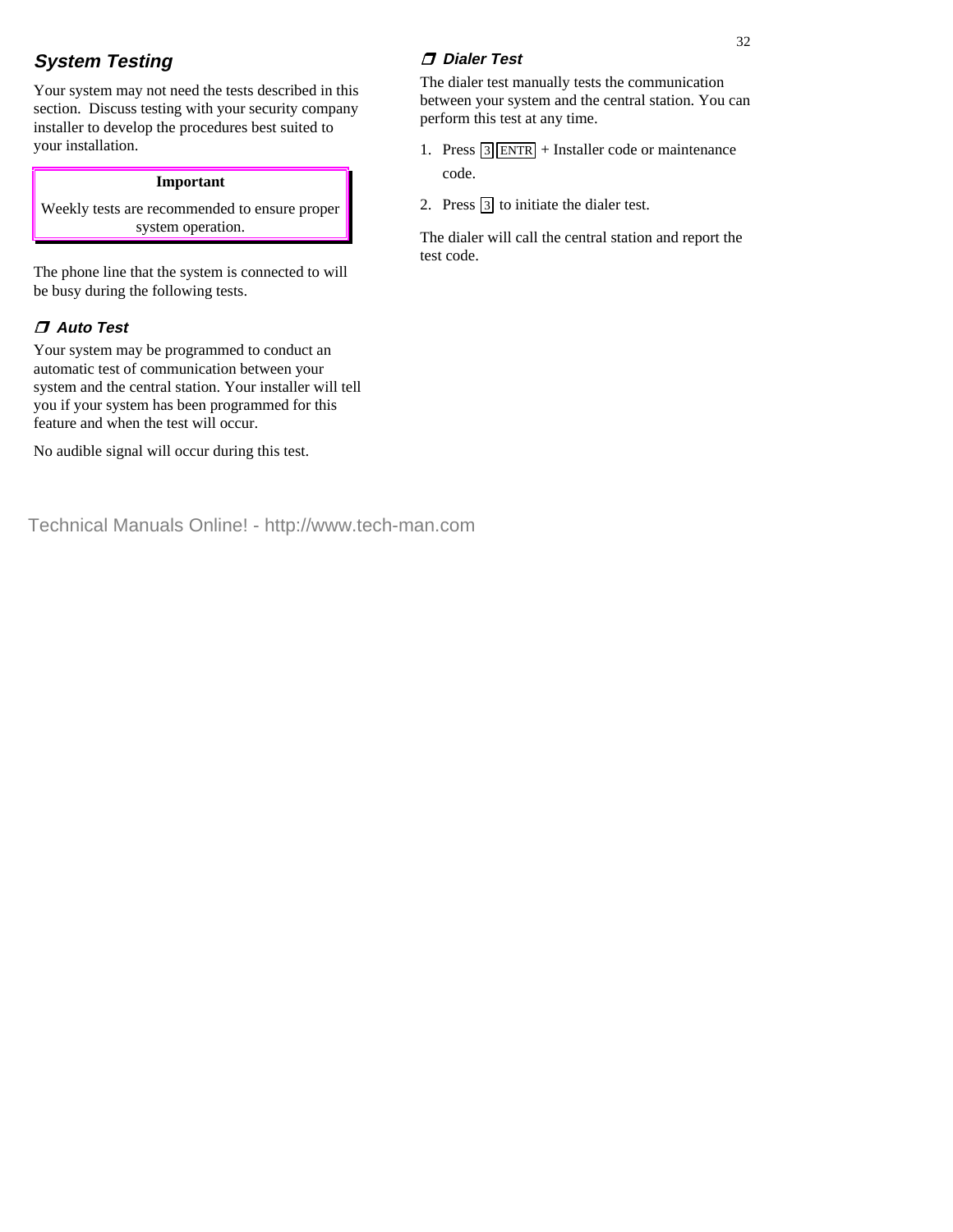## System Testing

Your system may not need the tests described in this section. Discuss testing with your security company installer to develop the procedures best suited to your installation.

> **Important**
>
> Weekly tests are recommended to ensure proper system operation.

The phone line that the system is connected to will be busy during the following tests.

### ❒ Auto Test

Your system may be programmed to conduct an automatic test of communication between your system and the central station. Your installer will tell you if your system has been programmed for this feature and when the test will occur.

No audible signal will occur during this test.

### ❒ Dialer Test

The dialer test manually tests the communication between your system and the central station. You can perform this test at any time.

1. Press [3] [ENTR] + Installer code or maintenance code.
2. Press [3] to initiate the dialer test.

The dialer will call the central station and report the test code.

Technical Manuals Online! - http://www.tech-man.com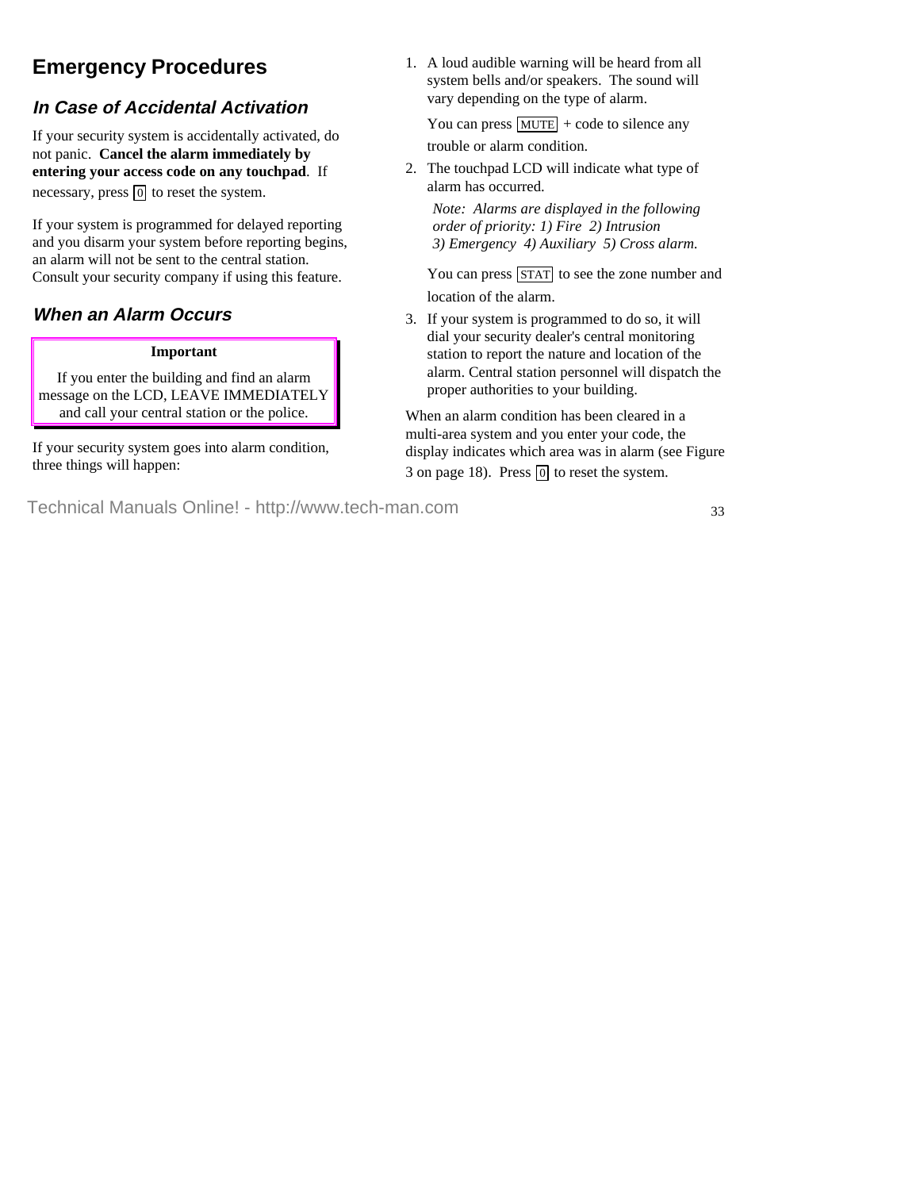# Emergency Procedures

## *In Case of Accidental Activation*

If your security system is accidentally activated, do not panic. **Cancel the alarm immediately by entering your access code on any touchpad**. If necessary, press [0] to reset the system.

If your system is programmed for delayed reporting and you disarm your system before reporting begins, an alarm will not be sent to the central station. Consult your security company if using this feature.

## *When an Alarm Occurs*

> **Important**
>
> If you enter the building and find an alarm message on the LCD, LEAVE IMMEDIATELY and call your central station or the police.

If your security system goes into alarm condition, three things will happen:

1. A loud audible warning will be heard from all system bells and/or speakers. The sound will vary depending on the type of alarm.

   You can press [MUTE] + code to silence any trouble or alarm condition.

2. The touchpad LCD will indicate what type of alarm has occurred.

   *Note: Alarms are displayed in the following order of priority: 1) Fire 2) Intrusion 3) Emergency 4) Auxiliary 5) Cross alarm.*

   You can press [STAT] to see the zone number and location of the alarm.

3. If your system is programmed to do so, it will dial your security dealer's central monitoring station to report the nature and location of the alarm. Central station personnel will dispatch the proper authorities to your building.

When an alarm condition has been cleared in a multi-area system and you enter your code, the display indicates which area was in alarm (see Figure 3 on page 18). Press [0] to reset the system.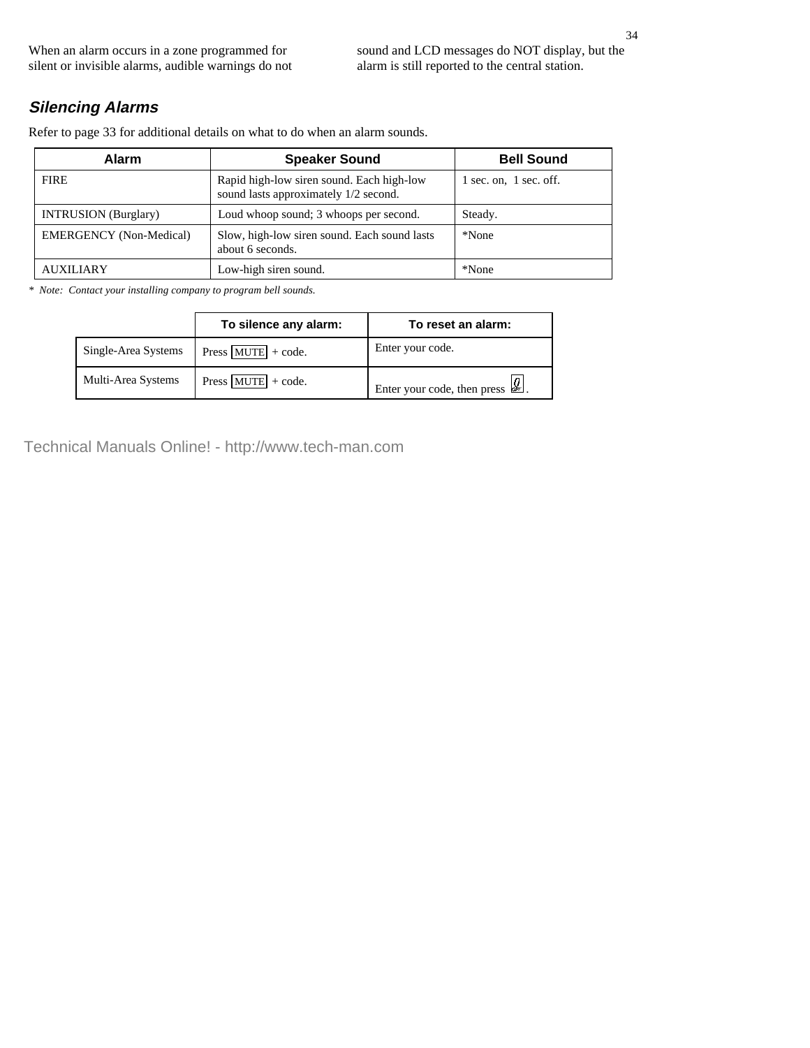When an alarm occurs in a zone programmed for silent or invisible alarms, audible warnings do not sound and LCD messages do NOT display, but the alarm is still reported to the central station.

## Silencing Alarms

Refer to page 33 for additional details on what to do when an alarm sounds.

| Alarm | Speaker Sound | Bell Sound |
|---|---|---|
| FIRE | Rapid high-low siren sound. Each high-low sound lasts approximately 1/2 second. | 1 sec. on, 1 sec. off. |
| INTRUSION (Burglary) | Loud whoop sound; 3 whoops per second. | Steady. |
| EMERGENCY (Non-Medical) | Slow, high-low siren sound. Each sound lasts about 6 seconds. | *None |
| AUXILIARY | Low-high siren sound. | *None |

* *Note: Contact your installing company to program bell sounds.*

| | To silence any alarm: | To reset an alarm: |
|---|---|---|
| Single-Area Systems | Press MUTE + code. | Enter your code. |
| Multi-Area Systems | Press MUTE + code. | Enter your code, then press 0. |

Technical Manuals Online! - http://www.tech-man.com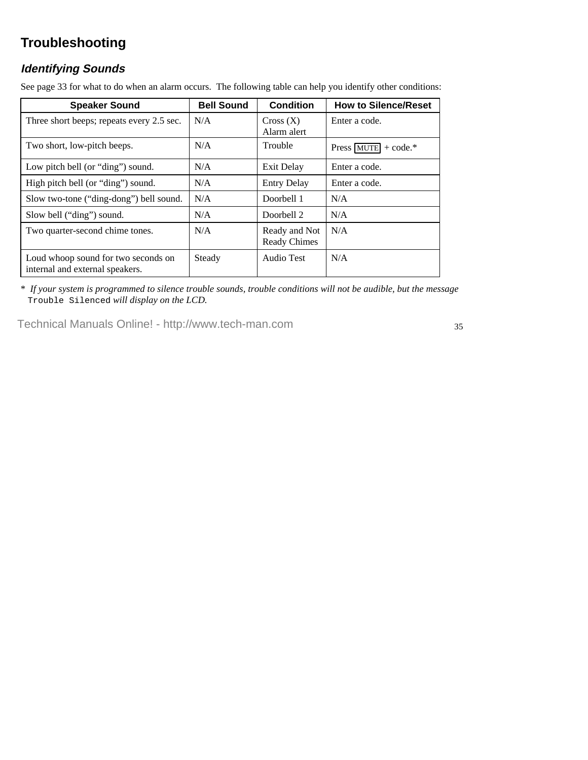# Troubleshooting

## *Identifying Sounds*

See page 33 for what to do when an alarm occurs. The following table can help you identify other conditions:

| Speaker Sound | Bell Sound | Condition | How to Silence/Reset |
|---|---|---|---|
| Three short beeps; repeats every 2.5 sec. | N/A | Cross (X) Alarm alert | Enter a code. |
| Two short, low-pitch beeps. | N/A | Trouble | Press [MUTE] + code.* |
| Low pitch bell (or “ding”) sound. | N/A | Exit Delay | Enter a code. |
| High pitch bell (or “ding”) sound. | N/A | Entry Delay | Enter a code. |
| Slow two-tone (“ding-dong”) bell sound. | N/A | Doorbell 1 | N/A |
| Slow bell (“ding”) sound. | N/A | Doorbell 2 | N/A |
| Two quarter-second chime tones. | N/A | Ready and Not Ready Chimes | N/A |
| Loud whoop sound for two seconds on internal and external speakers. | Steady | Audio Test | N/A |

\* *If your system is programmed to silence trouble sounds, trouble conditions will not be audible, but the message* `Trouble Silenced` *will display on the LCD.*

Technical Manuals Online! - http://www.tech-man.com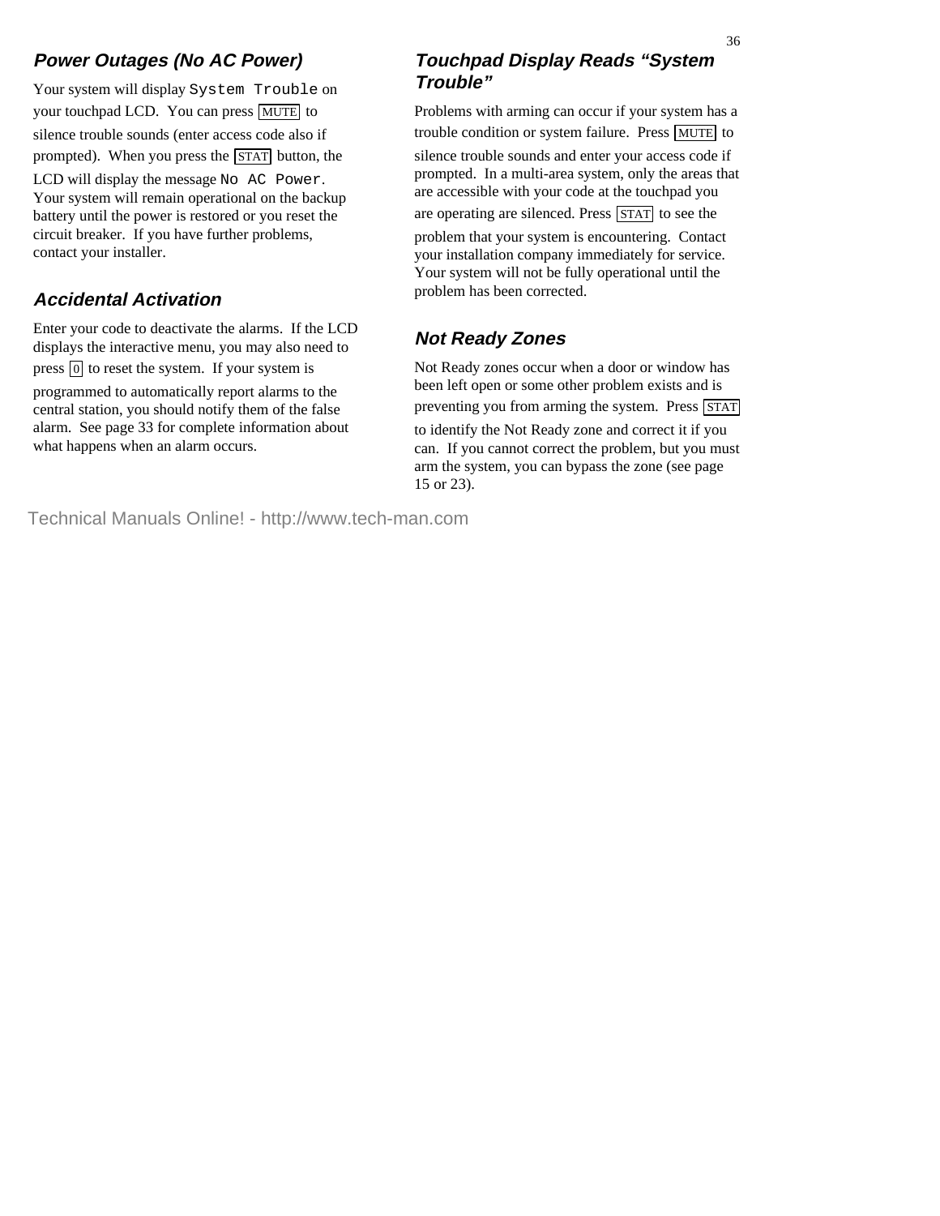### Power Outages (No AC Power)

Your system will display `System Trouble` on your touchpad LCD. You can press MUTE to silence trouble sounds (enter access code also if prompted). When you press the STAT button, the LCD will display the message `No AC Power`. Your system will remain operational on the backup battery until the power is restored or you reset the circuit breaker. If you have further problems, contact your installer.

### Accidental Activation

Enter your code to deactivate the alarms. If the LCD displays the interactive menu, you may also need to press 0 to reset the system. If your system is programmed to automatically report alarms to the central station, you should notify them of the false alarm. See page 33 for complete information about what happens when an alarm occurs.

### Touchpad Display Reads "System Trouble"

Problems with arming can occur if your system has a trouble condition or system failure. Press MUTE to silence trouble sounds and enter your access code if prompted. In a multi-area system, only the areas that are accessible with your code at the touchpad you are operating are silenced. Press STAT to see the problem that your system is encountering. Contact your installation company immediately for service. Your system will not be fully operational until the problem has been corrected.

### Not Ready Zones

Not Ready zones occur when a door or window has been left open or some other problem exists and is preventing you from arming the system. Press STAT to identify the Not Ready zone and correct it if you can. If you cannot correct the problem, but you must arm the system, you can bypass the zone (see page 15 or 23).

Technical Manuals Online! - http://www.tech-man.com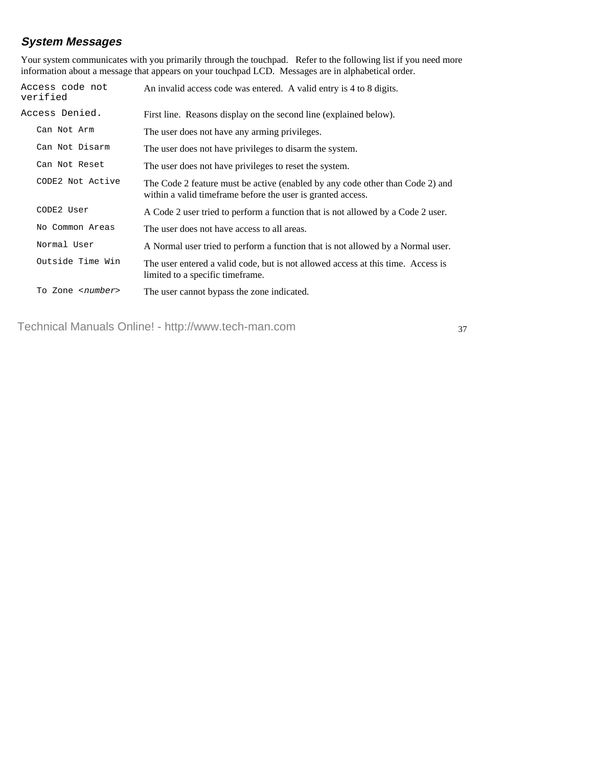### *System Messages*

Your system communicates with you primarily through the touchpad. Refer to the following list if you need more information about a message that appears on your touchpad LCD. Messages are in alphabetical order.

| Message | Description |
|---|---|
| `Access code not verified` | An invalid access code was entered. A valid entry is 4 to 8 digits. |
| `Access Denied.` | First line. Reasons display on the second line (explained below). |
| `Can Not Arm` | The user does not have any arming privileges. |
| `Can Not Disarm` | The user does not have privileges to disarm the system. |
| `Can Not Reset` | The user does not have privileges to reset the system. |
| `CODE2 Not Active` | The Code 2 feature must be active (enabled by any code other than Code 2) and within a valid timeframe before the user is granted access. |
| `CODE2 User` | A Code 2 user tried to perform a function that is not allowed by a Code 2 user. |
| `No Common Areas` | The user does not have access to all areas. |
| `Normal User` | A Normal user tried to perform a function that is not allowed by a Normal user. |
| `Outside Time Win` | The user entered a valid code, but is not allowed access at this time. Access is limited to a specific timeframe. |
| `To Zone <number>` | The user cannot bypass the zone indicated. |

Technical Manuals Online! - http://www.tech-man.com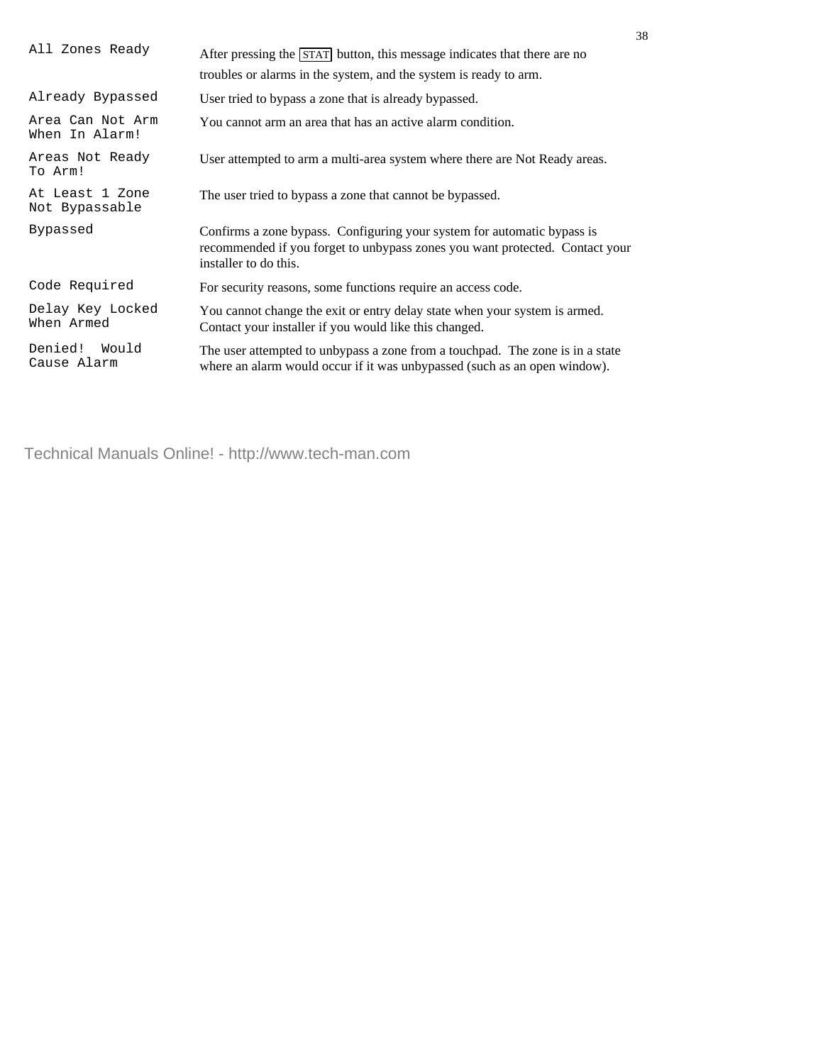| Message | Description |
| --- | --- |
| `All Zones Ready` | After pressing the STAT button, this message indicates that there are no troubles or alarms in the system, and the system is ready to arm. |
| `Already Bypassed` | User tried to bypass a zone that is already bypassed. |
| `Area Can Not Arm When In Alarm!` | You cannot arm an area that has an active alarm condition. |
| `Areas Not Ready To Arm!` | User attempted to arm a multi-area system where there are Not Ready areas. |
| `At Least 1 Zone Not Bypassable` | The user tried to bypass a zone that cannot be bypassed. |
| `Bypassed` | Confirms a zone bypass. Configuring your system for automatic bypass is recommended if you forget to unbypass zones you want protected. Contact your installer to do this. |
| `Code Required` | For security reasons, some functions require an access code. |
| `Delay Key Locked When Armed` | You cannot change the exit or entry delay state when your system is armed. Contact your installer if you would like this changed. |
| `Denied! Would Cause Alarm` | The user attempted to unbypass a zone from a touchpad. The zone is in a state where an alarm would occur if it was unbypassed (such as an open window). |

Technical Manuals Online! - http://www.tech-man.com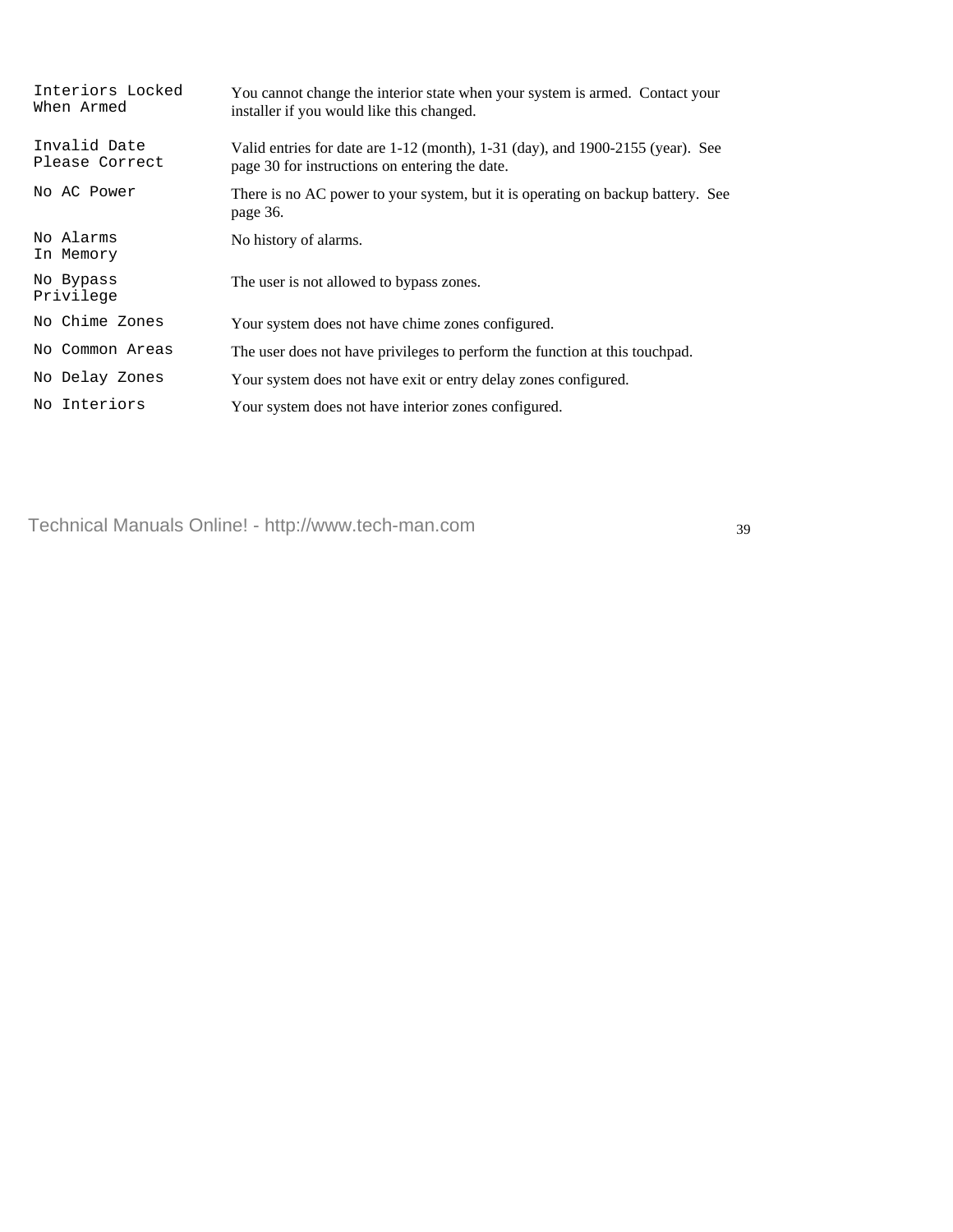| | |
|---|---|
| `Interiors Locked When Armed` | You cannot change the interior state when your system is armed. Contact your installer if you would like this changed. |
| `Invalid Date Please Correct` | Valid entries for date are 1-12 (month), 1-31 (day), and 1900-2155 (year). See page 30 for instructions on entering the date. |
| `No AC Power` | There is no AC power to your system, but it is operating on backup battery. See page 36. |
| `No Alarms In Memory` | No history of alarms. |
| `No Bypass Privilege` | The user is not allowed to bypass zones. |
| `No Chime Zones` | Your system does not have chime zones configured. |
| `No Common Areas` | The user does not have privileges to perform the function at this touchpad. |
| `No Delay Zones` | Your system does not have exit or entry delay zones configured. |
| `No Interiors` | Your system does not have interior zones configured. |

Technical Manuals Online! - http://www.tech-man.com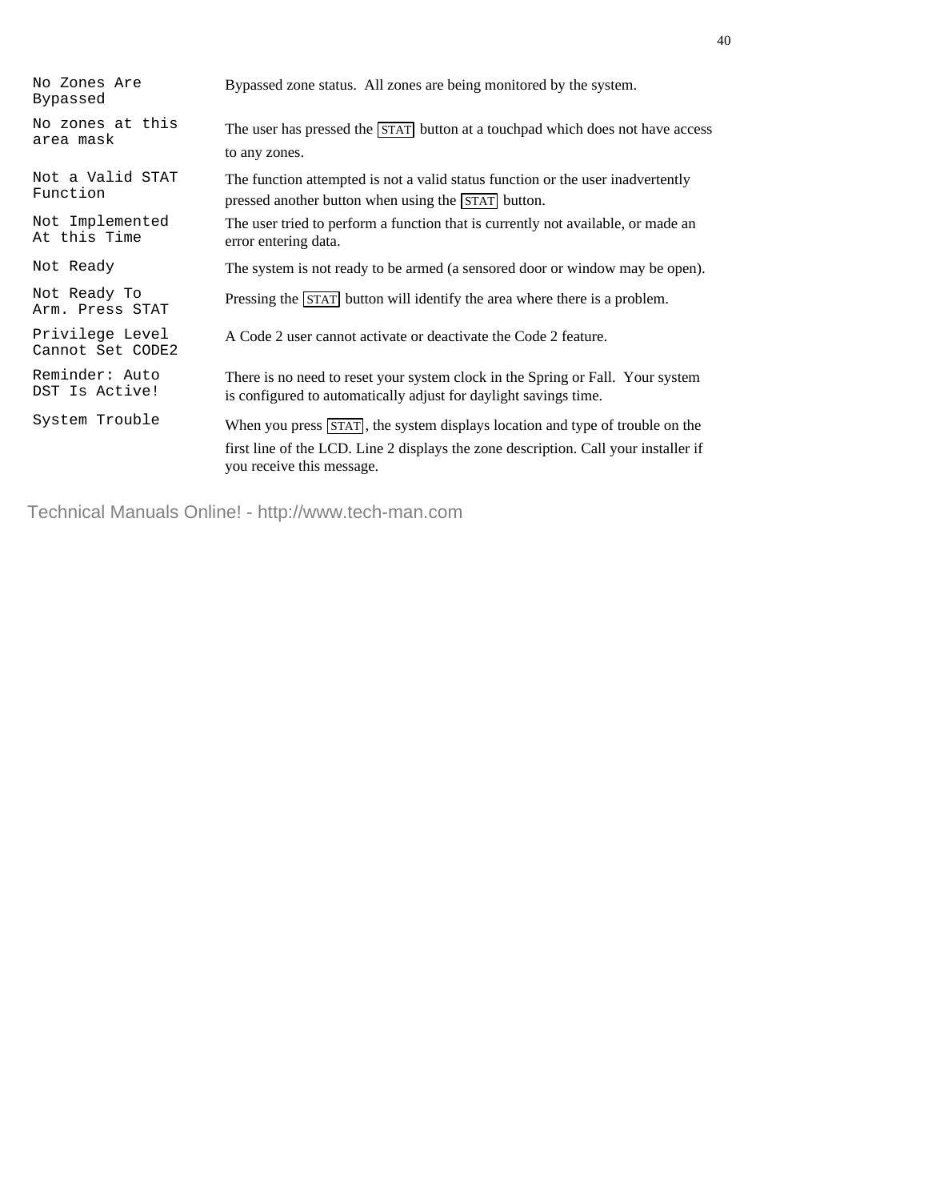| Message | Description |
|---|---|
| `No Zones Are Bypassed` | Bypassed zone status. All zones are being monitored by the system. |
| `No zones at this area mask` | The user has pressed the STAT button at a touchpad which does not have access to any zones. |
| `Not a Valid STAT Function` | The function attempted is not a valid status function or the user inadvertently pressed another button when using the STAT button. |
| `Not Implemented At this Time` | The user tried to perform a function that is currently not available, or made an error entering data. |
| `Not Ready` | The system is not ready to be armed (a sensored door or window may be open). |
| `Not Ready To Arm. Press STAT` | Pressing the STAT button will identify the area where there is a problem. |
| `Privilege Level Cannot Set CODE2` | A Code 2 user cannot activate or deactivate the Code 2 feature. |
| `Reminder: Auto DST Is Active!` | There is no need to reset your system clock in the Spring or Fall. Your system is configured to automatically adjust for daylight savings time. |
| `System Trouble` | When you press STAT, the system displays location and type of trouble on the first line of the LCD. Line 2 displays the zone description. Call your installer if you receive this message. |

Technical Manuals Online! - http://www.tech-man.com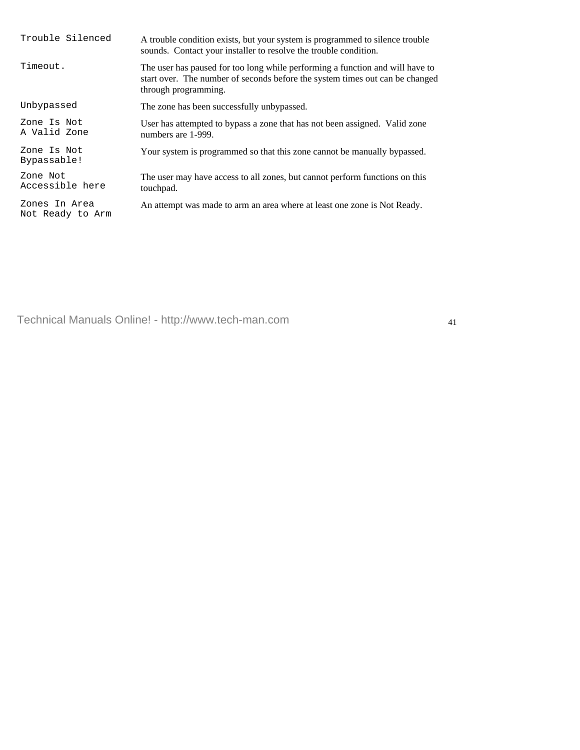| Message | Description |
|---|---|
| `Trouble Silenced` | A trouble condition exists, but your system is programmed to silence trouble sounds. Contact your installer to resolve the trouble condition. |
| `Timeout.` | The user has paused for too long while performing a function and will have to start over. The number of seconds before the system times out can be changed through programming. |
| `Unbypassed` | The zone has been successfully unbypassed. |
| `Zone Is Not A Valid Zone` | User has attempted to bypass a zone that has not been assigned. Valid zone numbers are 1-999. |
| `Zone Is Not Bypassable!` | Your system is programmed so that this zone cannot be manually bypassed. |
| `Zone Not Accessible here` | The user may have access to all zones, but cannot perform functions on this touchpad. |
| `Zones In Area Not Ready to Arm` | An attempt was made to arm an area where at least one zone is Not Ready. |

Technical Manuals Online! - http://www.tech-man.com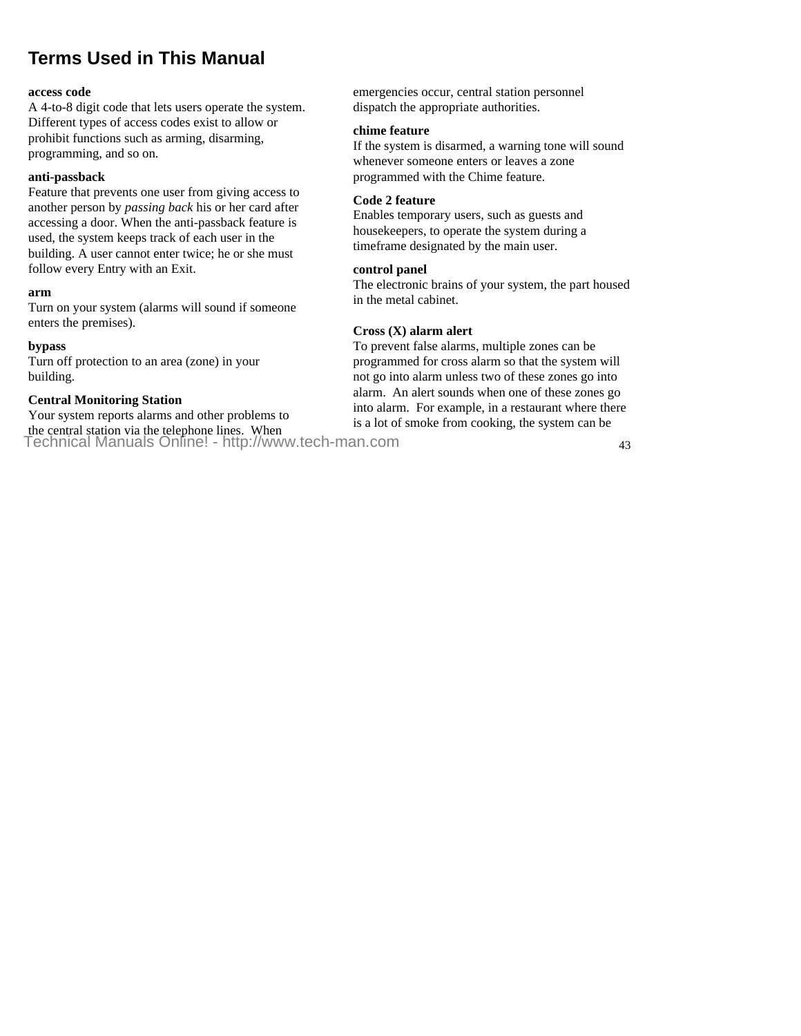## Terms Used in This Manual

**access code**
A 4-to-8 digit code that lets users operate the system. Different types of access codes exist to allow or prohibit functions such as arming, disarming, programming, and so on.

**anti-passback**
Feature that prevents one user from giving access to another person by *passing back* his or her card after accessing a door. When the anti-passback feature is used, the system keeps track of each user in the building. A user cannot enter twice; he or she must follow every Entry with an Exit.

**arm**
Turn on your system (alarms will sound if someone enters the premises).

**bypass**
Turn off protection to an area (zone) in your building.

**Central Monitoring Station**
Your system reports alarms and other problems to the central station via the telephone lines. When emergencies occur, central station personnel dispatch the appropriate authorities.

**chime feature**
If the system is disarmed, a warning tone will sound whenever someone enters or leaves a zone programmed with the Chime feature.

**Code 2 feature**
Enables temporary users, such as guests and housekeepers, to operate the system during a timeframe designated by the main user.

**control panel**
The electronic brains of your system, the part housed in the metal cabinet.

**Cross (X) alarm alert**
To prevent false alarms, multiple zones can be programmed for cross alarm so that the system will not go into alarm unless two of these zones go into alarm. An alert sounds when one of these zones go into alarm. For example, in a restaurant where there is a lot of smoke from cooking, the system can be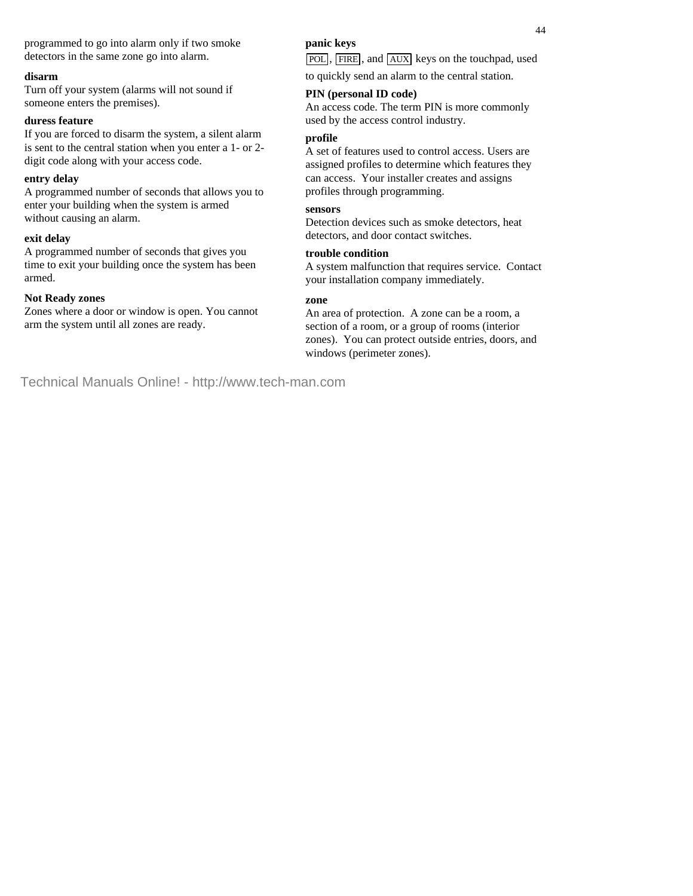programmed to go into alarm only if two smoke detectors in the same zone go into alarm.

**disarm**
Turn off your system (alarms will not sound if someone enters the premises).

**duress feature**
If you are forced to disarm the system, a silent alarm is sent to the central station when you enter a 1- or 2-digit code along with your access code.

**entry delay**
A programmed number of seconds that allows you to enter your building when the system is armed without causing an alarm.

**exit delay**
A programmed number of seconds that gives you time to exit your building once the system has been armed.

**Not Ready zones**
Zones where a door or window is open. You cannot arm the system until all zones are ready.

**panic keys**
POL, FIRE, and AUX keys on the touchpad, used to quickly send an alarm to the central station.

**PIN (personal ID code)**
An access code. The term PIN is more commonly used by the access control industry.

**profile**
A set of features used to control access. Users are assigned profiles to determine which features they can access. Your installer creates and assigns profiles through programming.

**sensors**
Detection devices such as smoke detectors, heat detectors, and door contact switches.

**trouble condition**
A system malfunction that requires service. Contact your installation company immediately.

**zone**
An area of protection. A zone can be a room, a section of a room, or a group of rooms (interior zones). You can protect outside entries, doors, and windows (perimeter zones).

Technical Manuals Online! - http://www.tech-man.com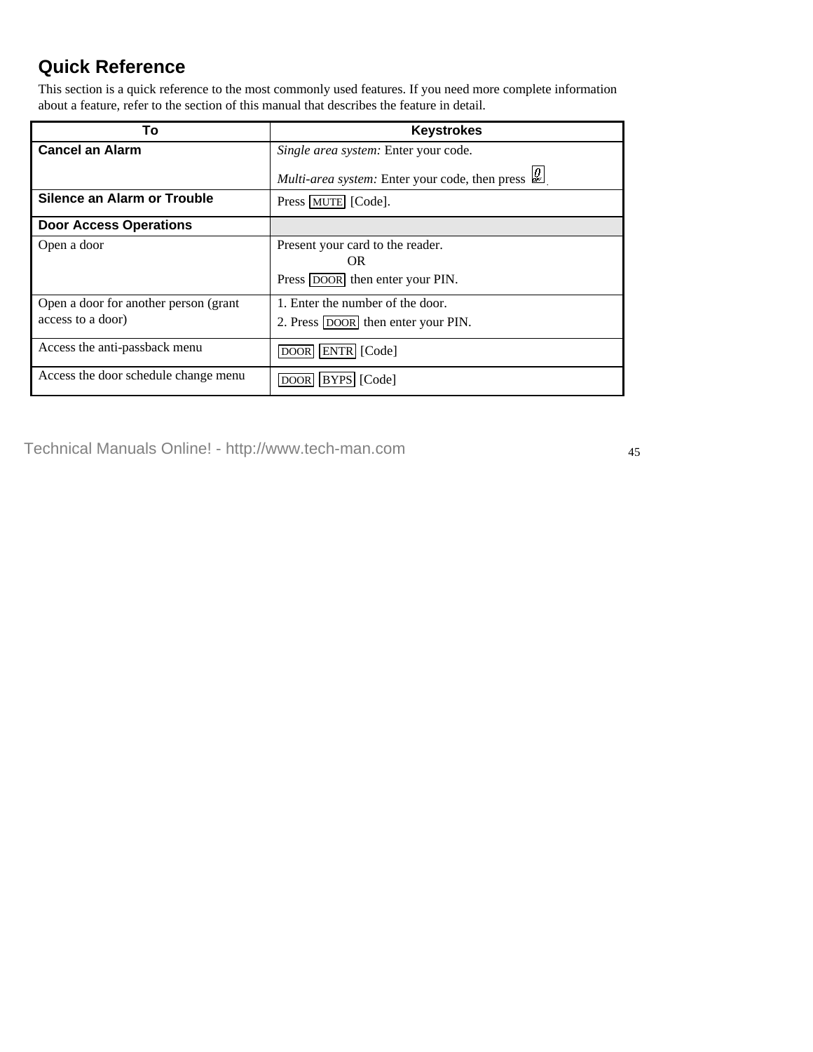## Quick Reference

This section is a quick reference to the most commonly used features. If you need more complete information about a feature, refer to the section of this manual that describes the feature in detail.

| To | Keystrokes |
|---|---|
| **Cancel an Alarm** | *Single area system:* Enter your code.<br>*Multi-area system:* Enter your code, then press [0]. |
| **Silence an Alarm or Trouble** | Press [MUTE] [Code]. |
| **Door Access Operations** | |
| Open a door | Present your card to the reader.<br>OR<br>Press [DOOR] then enter your PIN. |
| Open a door for another person (grant access to a door) | 1. Enter the number of the door.<br>2. Press [DOOR] then enter your PIN. |
| Access the anti-passback menu | [DOOR] [ENTR] [Code] |
| Access the door schedule change menu | [DOOR] [BYPS] [Code] |

Technical Manuals Online! - http://www.tech-man.com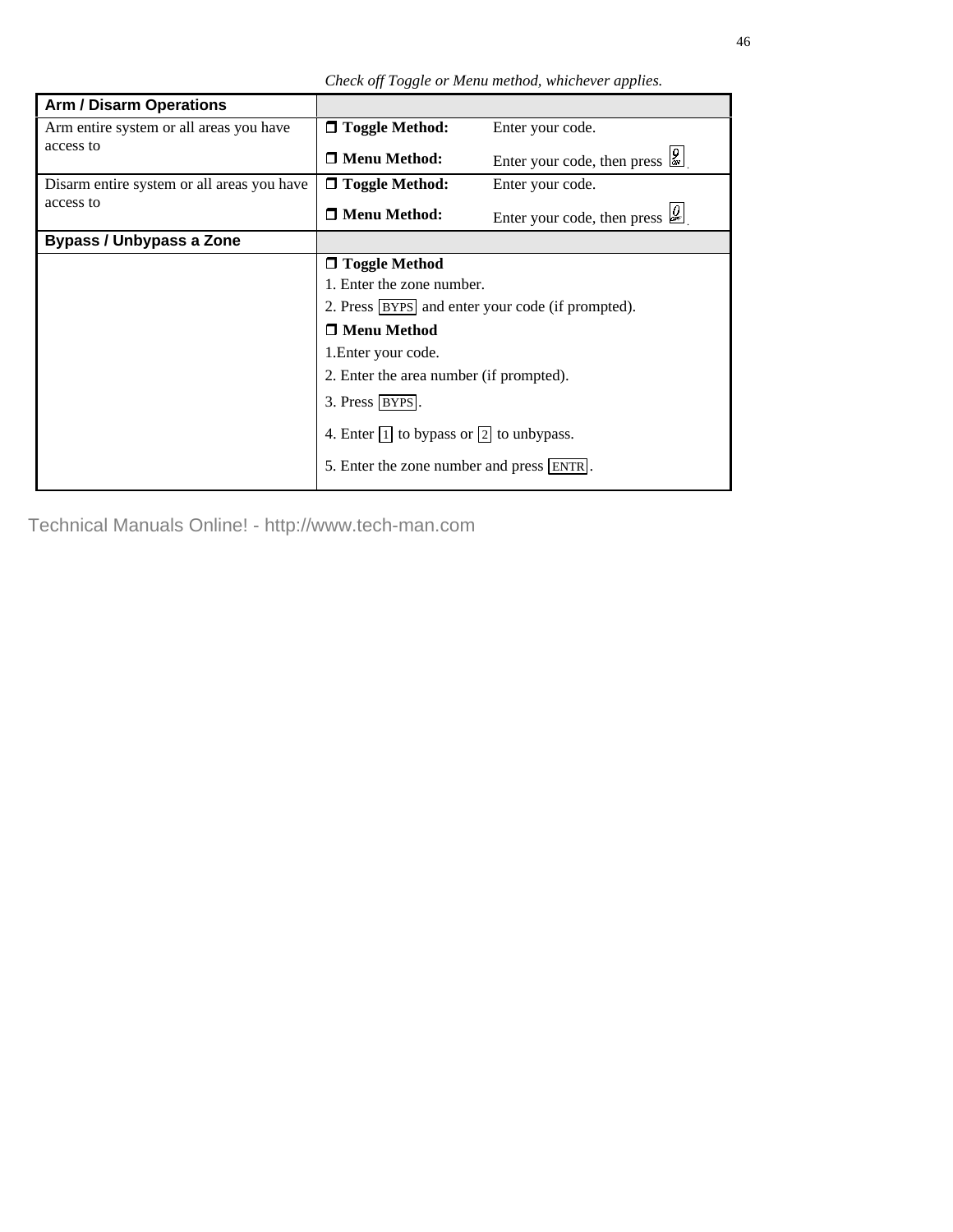*Check off Toggle or Menu method, whichever applies.*

| Arm / Disarm Operations | | |
|---|---|---|
| Arm entire system or all areas you have access to | ❒ **Toggle Method:** | Enter your code. |
| | ❒ **Menu Method:** | Enter your code, then press [9]. |
| Disarm entire system or all areas you have access to | ❒ **Toggle Method:** | Enter your code. |
| | ❒ **Menu Method:** | Enter your code, then press [0]. |
| **Bypass / Unbypass a Zone** | | |
| | ❒ **Toggle Method**<br>1. Enter the zone number.<br>2. Press [BYPS] and enter your code (if prompted).<br>❒ **Menu Method**<br>1.Enter your code.<br>2. Enter the area number (if prompted).<br>3. Press [BYPS].<br>4. Enter [1] to bypass or [2] to unbypass.<br>5. Enter the zone number and press [ENTR]. | |

Technical Manuals Online! - http://www.tech-man.com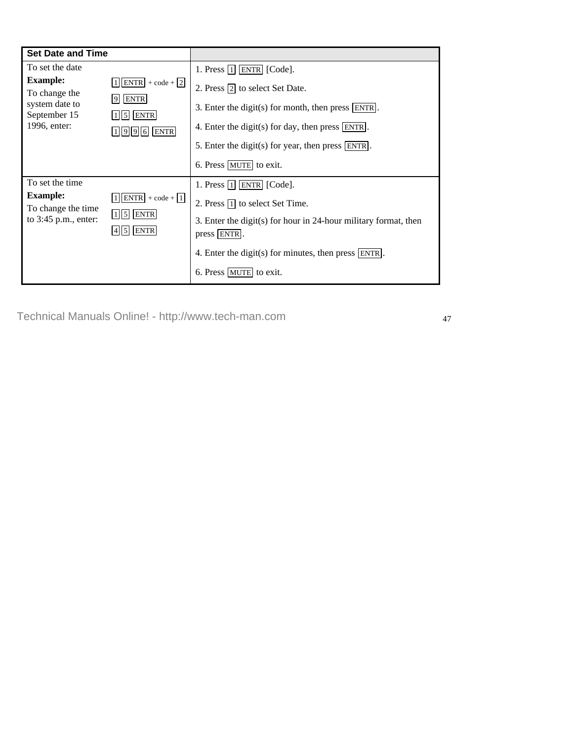| Set Date and Time | | |
|---|---|---|
| To set the date<br>**Example:**<br>To change the system date to September 15 1996, enter: | 1 ENTR + code + 2<br>9 ENTR<br>1 5 ENTR<br>1 9 9 6 ENTR | 1. Press 1 ENTR [Code].<br>2. Press 2 to select Set Date.<br>3. Enter the digit(s) for month, then press ENTR.<br>4. Enter the digit(s) for day, then press ENTR.<br>5. Enter the digit(s) for year, then press ENTR.<br>6. Press MUTE to exit. |
| To set the time<br>**Example:**<br>To change the time to 3:45 p.m., enter: | 1 ENTR + code + 1<br>1 5 ENTR<br>4 5 ENTR | 1. Press 1 ENTR [Code].<br>2. Press 1 to select Set Time.<br>3. Enter the digit(s) for hour in 24-hour military format, then press ENTR.<br>4. Enter the digit(s) for minutes, then press ENTR.<br>6. Press MUTE to exit. |

Technical Manuals Online! - http://www.tech-man.com